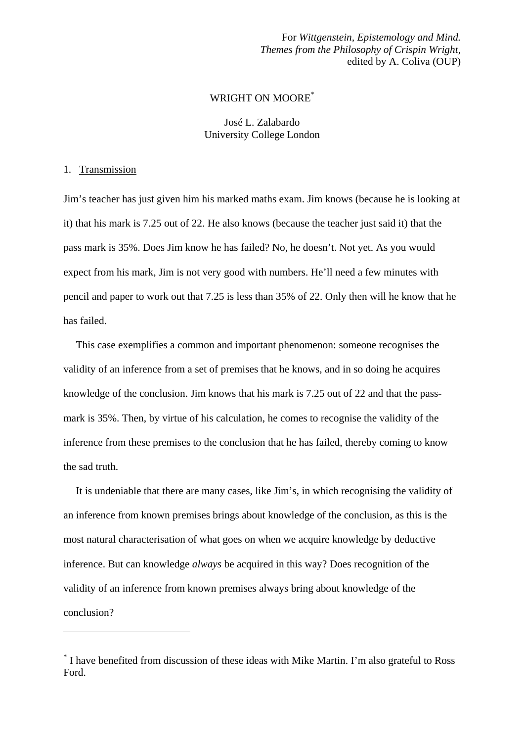For *Wittgenstein, Epistemology and Mind. Themes from the Philosophy of Crispin Wright*, edited by A. Coliva (OUP)

# WRIGHT ON MOORE[*]

José L. Zalabardo
University College London

## 1. Transmission

Jim's teacher has just given him his marked maths exam. Jim knows (because he is looking at it) that his mark is 7.25 out of 22. He also knows (because the teacher just said it) that the pass mark is 35%. Does Jim know he has failed? No, he doesn't. Not yet. As you would expect from his mark, Jim is not very good with numbers. He'll need a few minutes with pencil and paper to work out that 7.25 is less than 35% of 22. Only then will he know that he has failed.

This case exemplifies a common and important phenomenon: someone recognises the validity of an inference from a set of premises that he knows, and in so doing he acquires knowledge of the conclusion. Jim knows that his mark is 7.25 out of 22 and that the pass-mark is 35%. Then, by virtue of his calculation, he comes to recognise the validity of the inference from these premises to the conclusion that he has failed, thereby coming to know the sad truth.

It is undeniable that there are many cases, like Jim's, in which recognising the validity of an inference from known premises brings about knowledge of the conclusion, as this is the most natural characterisation of what goes on when we acquire knowledge by deductive inference. But can knowledge *always* be acquired in this way? Does recognition of the validity of an inference from known premises always bring about knowledge of the conclusion?

---

[*] I have benefited from discussion of these ideas with Mike Martin. I'm also grateful to Ross Ford.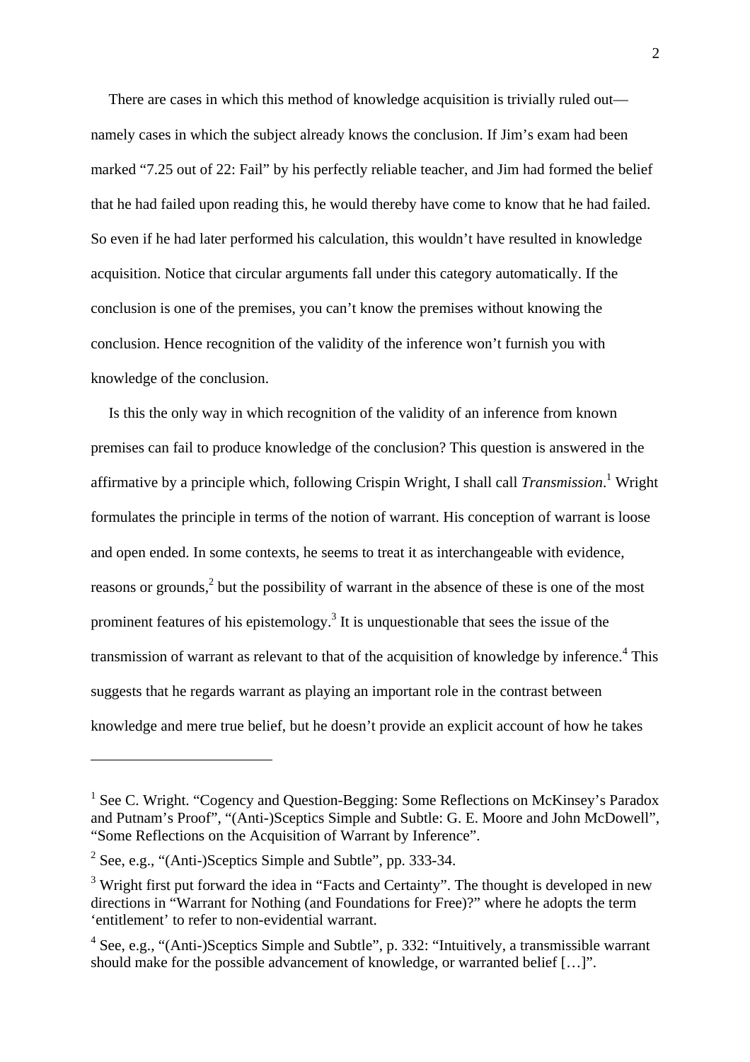There are cases in which this method of knowledge acquisition is trivially ruled out—namely cases in which the subject already knows the conclusion. If Jim's exam had been marked "7.25 out of 22: Fail" by his perfectly reliable teacher, and Jim had formed the belief that he had failed upon reading this, he would thereby have come to know that he had failed. So even if he had later performed his calculation, this wouldn't have resulted in knowledge acquisition. Notice that circular arguments fall under this category automatically. If the conclusion is one of the premises, you can't know the premises without knowing the conclusion. Hence recognition of the validity of the inference won't furnish you with knowledge of the conclusion.

Is this the only way in which recognition of the validity of an inference from known premises can fail to produce knowledge of the conclusion? This question is answered in the affirmative by a principle which, following Crispin Wright, I shall call *Transmission*.[1] Wright formulates the principle in terms of the notion of warrant. His conception of warrant is loose and open ended. In some contexts, he seems to treat it as interchangeable with evidence, reasons or grounds,[2] but the possibility of warrant in the absence of these is one of the most prominent features of his epistemology.[3] It is unquestionable that sees the issue of the transmission of warrant as relevant to that of the acquisition of knowledge by inference.[4] This suggests that he regards warrant as playing an important role in the contrast between knowledge and mere true belief, but he doesn't provide an explicit account of how he takes

---

[1] See C. Wright. "Cogency and Question-Begging: Some Reflections on McKinsey's Paradox and Putnam's Proof", "(Anti-)Sceptics Simple and Subtle: G. E. Moore and John McDowell", "Some Reflections on the Acquisition of Warrant by Inference".

[2] See, e.g., "(Anti-)Sceptics Simple and Subtle", pp. 333-34.

[3] Wright first put forward the idea in "Facts and Certainty". The thought is developed in new directions in "Warrant for Nothing (and Foundations for Free)?" where he adopts the term 'entitlement' to refer to non-evidential warrant.

[4] See, e.g., "(Anti-)Sceptics Simple and Subtle", p. 332: "Intuitively, a transmissible warrant should make for the possible advancement of knowledge, or warranted belief […]".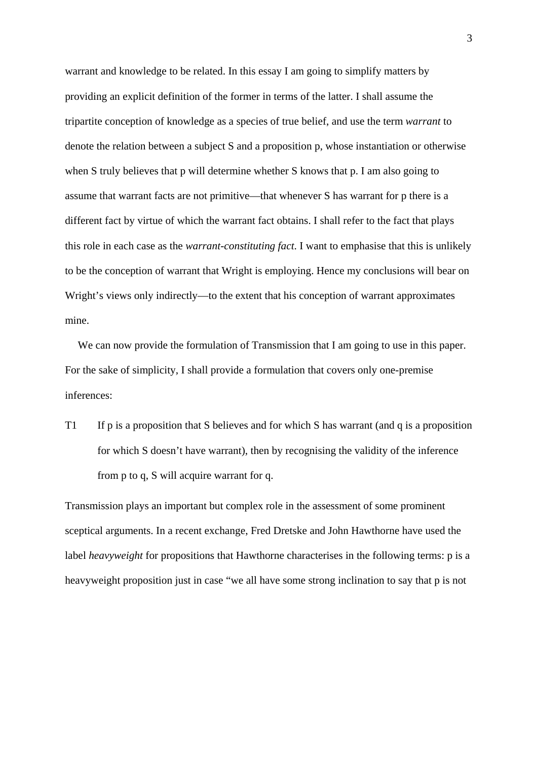warrant and knowledge to be related. In this essay I am going to simplify matters by providing an explicit definition of the former in terms of the latter. I shall assume the tripartite conception of knowledge as a species of true belief, and use the term *warrant* to denote the relation between a subject S and a proposition p, whose instantiation or otherwise when S truly believes that p will determine whether S knows that p. I am also going to assume that warrant facts are not primitive—that whenever S has warrant for p there is a different fact by virtue of which the warrant fact obtains. I shall refer to the fact that plays this role in each case as the *warrant-constituting fact*. I want to emphasise that this is unlikely to be the conception of warrant that Wright is employing. Hence my conclusions will bear on Wright's views only indirectly—to the extent that his conception of warrant approximates mine.

We can now provide the formulation of Transmission that I am going to use in this paper. For the sake of simplicity, I shall provide a formulation that covers only one-premise inferences:

T1 If p is a proposition that S believes and for which S has warrant (and q is a proposition for which S doesn't have warrant), then by recognising the validity of the inference from p to q, S will acquire warrant for q.

Transmission plays an important but complex role in the assessment of some prominent sceptical arguments. In a recent exchange, Fred Dretske and John Hawthorne have used the label *heavyweight* for propositions that Hawthorne characterises in the following terms: p is a heavyweight proposition just in case "we all have some strong inclination to say that p is not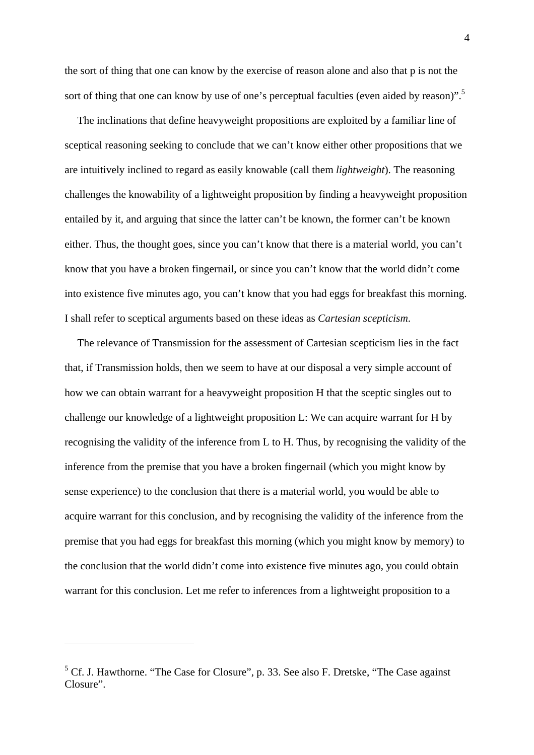the sort of thing that one can know by the exercise of reason alone and also that p is not the sort of thing that one can know by use of one's perceptual faculties (even aided by reason)".[5]

The inclinations that define heavyweight propositions are exploited by a familiar line of sceptical reasoning seeking to conclude that we can't know either other propositions that we are intuitively inclined to regard as easily knowable (call them *lightweight*). The reasoning challenges the knowability of a lightweight proposition by finding a heavyweight proposition entailed by it, and arguing that since the latter can't be known, the former can't be known either. Thus, the thought goes, since you can't know that there is a material world, you can't know that you have a broken fingernail, or since you can't know that the world didn't come into existence five minutes ago, you can't know that you had eggs for breakfast this morning. I shall refer to sceptical arguments based on these ideas as *Cartesian scepticism*.

The relevance of Transmission for the assessment of Cartesian scepticism lies in the fact that, if Transmission holds, then we seem to have at our disposal a very simple account of how we can obtain warrant for a heavyweight proposition H that the sceptic singles out to challenge our knowledge of a lightweight proposition L: We can acquire warrant for H by recognising the validity of the inference from L to H. Thus, by recognising the validity of the inference from the premise that you have a broken fingernail (which you might know by sense experience) to the conclusion that there is a material world, you would be able to acquire warrant for this conclusion, and by recognising the validity of the inference from the premise that you had eggs for breakfast this morning (which you might know by memory) to the conclusion that the world didn't come into existence five minutes ago, you could obtain warrant for this conclusion. Let me refer to inferences from a lightweight proposition to a

---

[5] Cf. J. Hawthorne. "The Case for Closure", p. 33. See also F. Dretske, "The Case against Closure".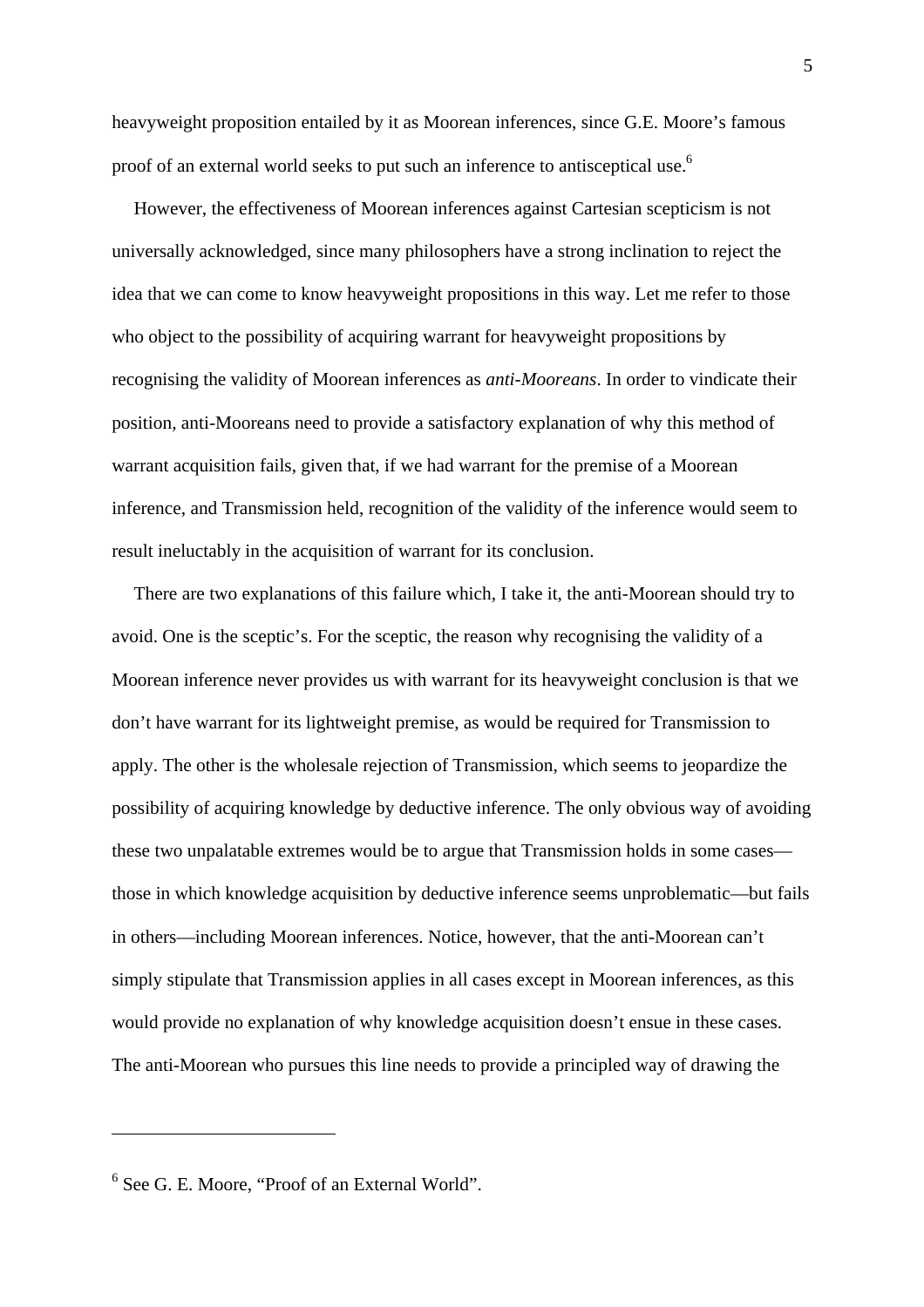heavyweight proposition entailed by it as Moorean inferences, since G.E. Moore's famous proof of an external world seeks to put such an inference to antisceptical use.[6]

However, the effectiveness of Moorean inferences against Cartesian scepticism is not universally acknowledged, since many philosophers have a strong inclination to reject the idea that we can come to know heavyweight propositions in this way. Let me refer to those who object to the possibility of acquiring warrant for heavyweight propositions by recognising the validity of Moorean inferences as *anti-Mooreans*. In order to vindicate their position, anti-Mooreans need to provide a satisfactory explanation of why this method of warrant acquisition fails, given that, if we had warrant for the premise of a Moorean inference, and Transmission held, recognition of the validity of the inference would seem to result ineluctably in the acquisition of warrant for its conclusion.

There are two explanations of this failure which, I take it, the anti-Moorean should try to avoid. One is the sceptic's. For the sceptic, the reason why recognising the validity of a Moorean inference never provides us with warrant for its heavyweight conclusion is that we don't have warrant for its lightweight premise, as would be required for Transmission to apply. The other is the wholesale rejection of Transmission, which seems to jeopardize the possibility of acquiring knowledge by deductive inference. The only obvious way of avoiding these two unpalatable extremes would be to argue that Transmission holds in some cases—those in which knowledge acquisition by deductive inference seems unproblematic—but fails in others—including Moorean inferences. Notice, however, that the anti-Moorean can't simply stipulate that Transmission applies in all cases except in Moorean inferences, as this would provide no explanation of why knowledge acquisition doesn't ensue in these cases. The anti-Moorean who pursues this line needs to provide a principled way of drawing the

[6] See G. E. Moore, "Proof of an External World".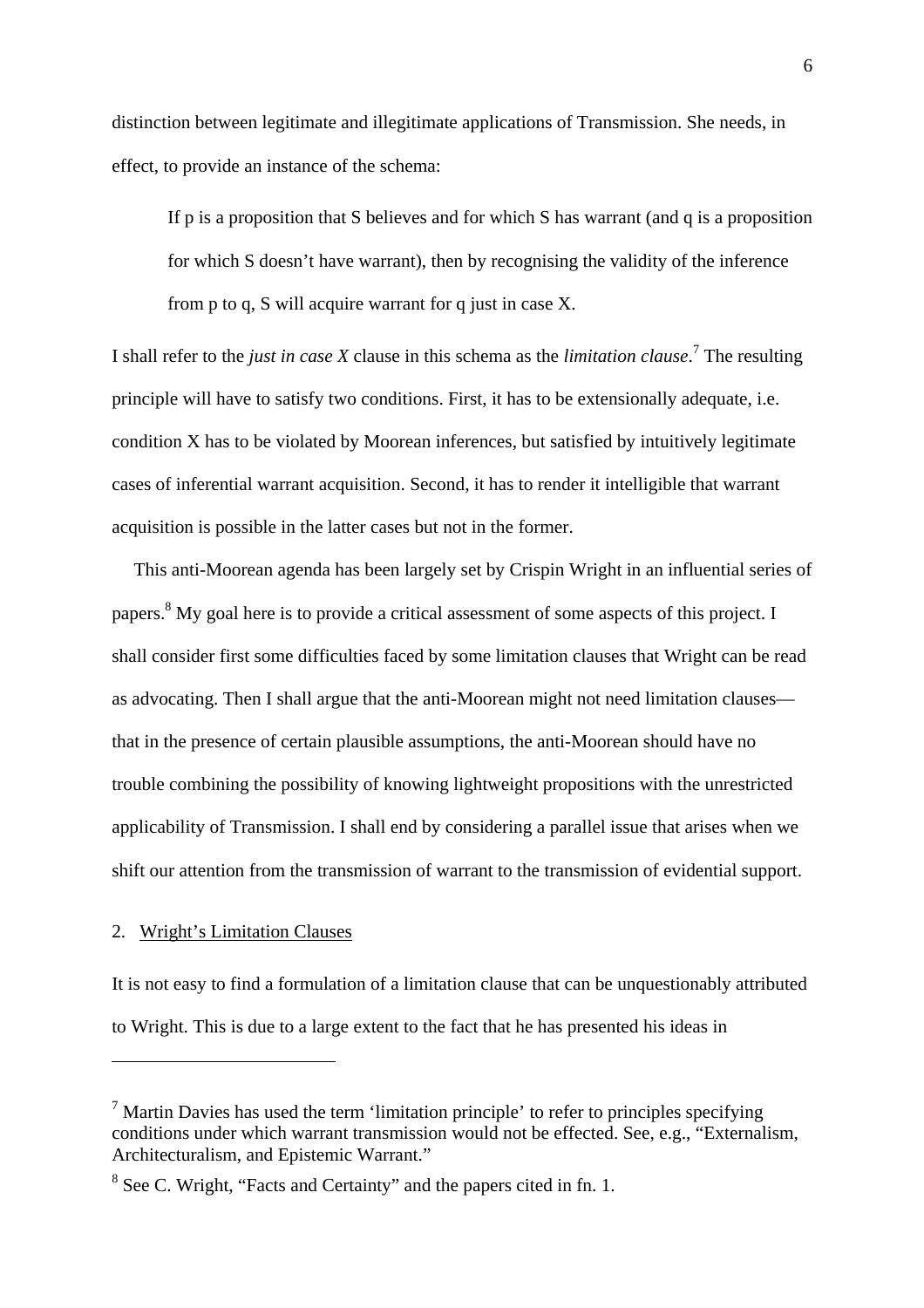distinction between legitimate and illegitimate applications of Transmission. She needs, in effect, to provide an instance of the schema:

> If p is a proposition that S believes and for which S has warrant (and q is a proposition for which S doesn't have warrant), then by recognising the validity of the inference from p to q, S will acquire warrant for q just in case X.

I shall refer to the *just in case X* clause in this schema as the *limitation clause*.[7] The resulting principle will have to satisfy two conditions. First, it has to be extensionally adequate, i.e. condition X has to be violated by Moorean inferences, but satisfied by intuitively legitimate cases of inferential warrant acquisition. Second, it has to render it intelligible that warrant acquisition is possible in the latter cases but not in the former.

This anti-Moorean agenda has been largely set by Crispin Wright in an influential series of papers.[8] My goal here is to provide a critical assessment of some aspects of this project. I shall consider first some difficulties faced by some limitation clauses that Wright can be read as advocating. Then I shall argue that the anti-Moorean might not need limitation clauses—that in the presence of certain plausible assumptions, the anti-Moorean should have no trouble combining the possibility of knowing lightweight propositions with the unrestricted applicability of Transmission. I shall end by considering a parallel issue that arises when we shift our attention from the transmission of warrant to the transmission of evidential support.

## 2. Wright's Limitation Clauses

It is not easy to find a formulation of a limitation clause that can be unquestionably attributed to Wright. This is due to a large extent to the fact that he has presented his ideas in

---

[7] Martin Davies has used the term 'limitation principle' to refer to principles specifying conditions under which warrant transmission would not be effected. See, e.g., "Externalism, Architecturalism, and Epistemic Warrant."

[8] See C. Wright, "Facts and Certainty" and the papers cited in fn. 1.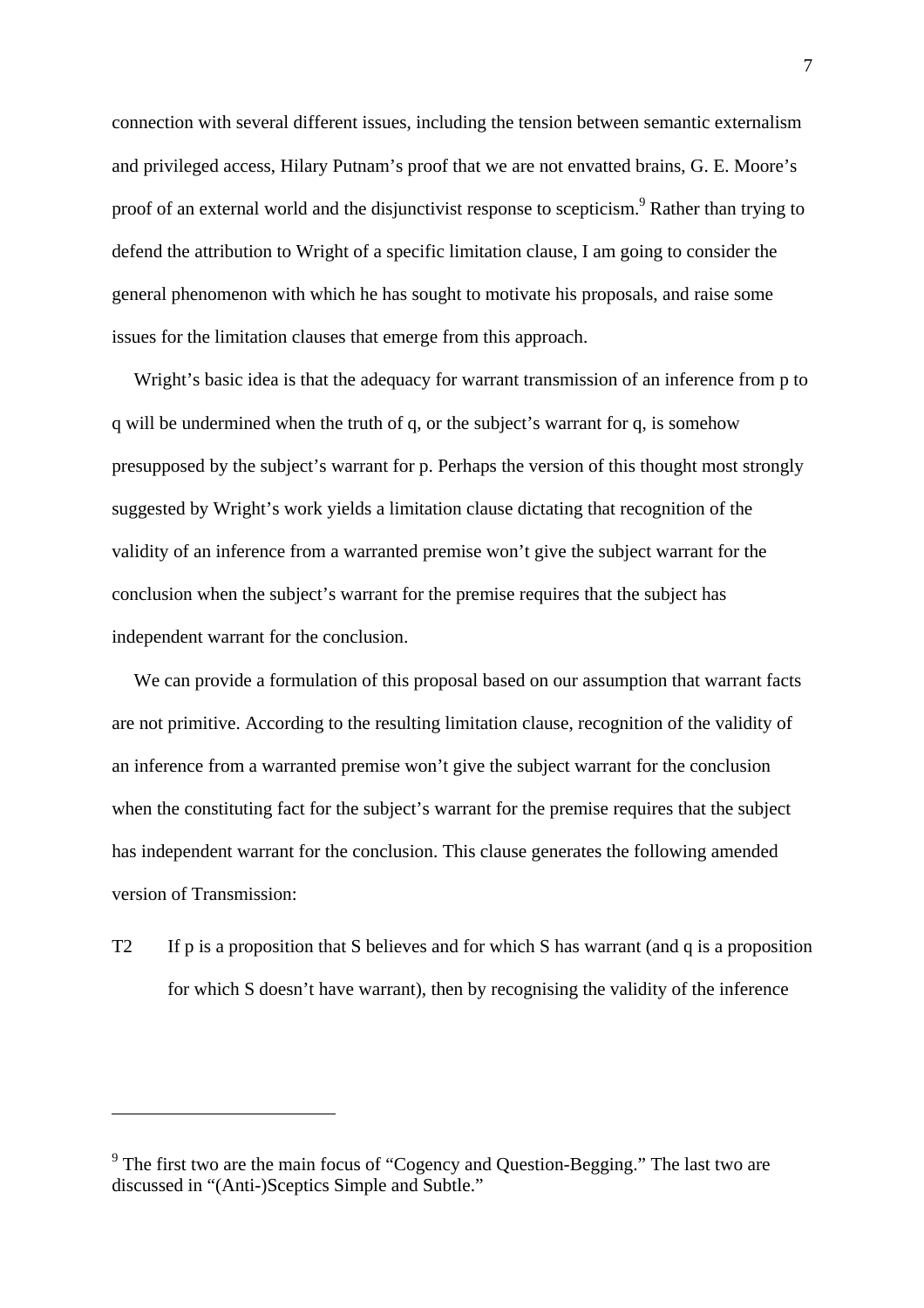connection with several different issues, including the tension between semantic externalism and privileged access, Hilary Putnam's proof that we are not envatted brains, G. E. Moore's proof of an external world and the disjunctivist response to scepticism.[9] Rather than trying to defend the attribution to Wright of a specific limitation clause, I am going to consider the general phenomenon with which he has sought to motivate his proposals, and raise some issues for the limitation clauses that emerge from this approach.

Wright's basic idea is that the adequacy for warrant transmission of an inference from p to q will be undermined when the truth of q, or the subject's warrant for q, is somehow presupposed by the subject's warrant for p. Perhaps the version of this thought most strongly suggested by Wright's work yields a limitation clause dictating that recognition of the validity of an inference from a warranted premise won't give the subject warrant for the conclusion when the subject's warrant for the premise requires that the subject has independent warrant for the conclusion.

We can provide a formulation of this proposal based on our assumption that warrant facts are not primitive. According to the resulting limitation clause, recognition of the validity of an inference from a warranted premise won't give the subject warrant for the conclusion when the constituting fact for the subject's warrant for the premise requires that the subject has independent warrant for the conclusion. This clause generates the following amended version of Transmission:

T2 If p is a proposition that S believes and for which S has warrant (and q is a proposition for which S doesn't have warrant), then by recognising the validity of the inference

[9] The first two are the main focus of "Cogency and Question-Begging." The last two are discussed in "(Anti-)Sceptics Simple and Subtle."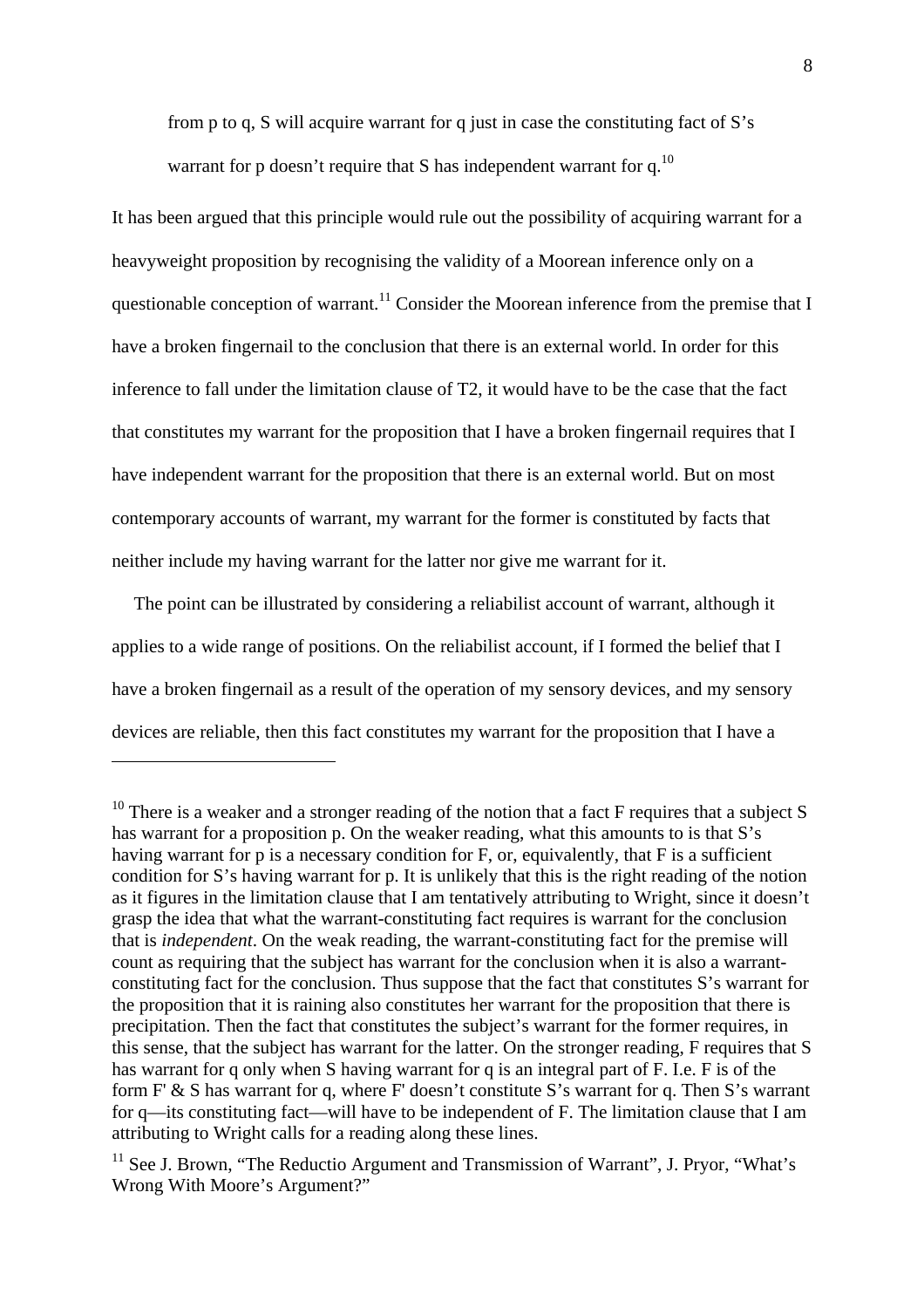> from p to q, S will acquire warrant for q just in case the constituting fact of S's warrant for p doesn't require that S has independent warrant for q.[10]

It has been argued that this principle would rule out the possibility of acquiring warrant for a heavyweight proposition by recognising the validity of a Moorean inference only on a questionable conception of warrant.[11] Consider the Moorean inference from the premise that I have a broken fingernail to the conclusion that there is an external world. In order for this inference to fall under the limitation clause of T2, it would have to be the case that the fact that constitutes my warrant for the proposition that I have a broken fingernail requires that I have independent warrant for the proposition that there is an external world. But on most contemporary accounts of warrant, my warrant for the former is constituted by facts that neither include my having warrant for the latter nor give me warrant for it.

The point can be illustrated by considering a reliabilist account of warrant, although it applies to a wide range of positions. On the reliabilist account, if I formed the belief that I have a broken fingernail as a result of the operation of my sensory devices, and my sensory devices are reliable, then this fact constitutes my warrant for the proposition that I have a

---

[10] There is a weaker and a stronger reading of the notion that a fact F requires that a subject S has warrant for a proposition p. On the weaker reading, what this amounts to is that S's having warrant for p is a necessary condition for F, or, equivalently, that F is a sufficient condition for S's having warrant for p. It is unlikely that this is the right reading of the notion as it figures in the limitation clause that I am tentatively attributing to Wright, since it doesn't grasp the idea that what the warrant-constituting fact requires is warrant for the conclusion that is *independent*. On the weak reading, the warrant-constituting fact for the premise will count as requiring that the subject has warrant for the conclusion when it is also a warrant-constituting fact for the conclusion. Thus suppose that the fact that constitutes S's warrant for the proposition that it is raining also constitutes her warrant for the proposition that there is precipitation. Then the fact that constitutes the subject's warrant for the former requires, in this sense, that the subject has warrant for the latter. On the stronger reading, F requires that S has warrant for q only when S having warrant for q is an integral part of F. I.e. F is of the form F' & S has warrant for q, where F' doesn't constitute S's warrant for q. Then S's warrant for q—its constituting fact—will have to be independent of F. The limitation clause that I am attributing to Wright calls for a reading along these lines.

[11] See J. Brown, "The Reductio Argument and Transmission of Warrant", J. Pryor, "What's Wrong With Moore's Argument?"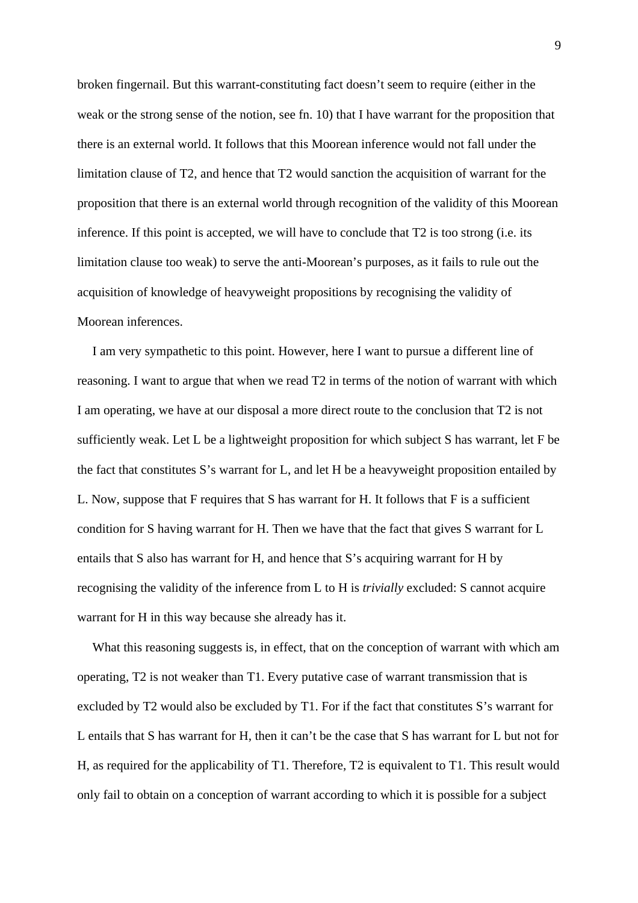broken fingernail. But this warrant-constituting fact doesn't seem to require (either in the weak or the strong sense of the notion, see fn. 10) that I have warrant for the proposition that there is an external world. It follows that this Moorean inference would not fall under the limitation clause of T2, and hence that T2 would sanction the acquisition of warrant for the proposition that there is an external world through recognition of the validity of this Moorean inference. If this point is accepted, we will have to conclude that T2 is too strong (i.e. its limitation clause too weak) to serve the anti-Moorean's purposes, as it fails to rule out the acquisition of knowledge of heavyweight propositions by recognising the validity of Moorean inferences.

I am very sympathetic to this point. However, here I want to pursue a different line of reasoning. I want to argue that when we read T2 in terms of the notion of warrant with which I am operating, we have at our disposal a more direct route to the conclusion that T2 is not sufficiently weak. Let L be a lightweight proposition for which subject S has warrant, let F be the fact that constitutes S's warrant for L, and let H be a heavyweight proposition entailed by L. Now, suppose that F requires that S has warrant for H. It follows that F is a sufficient condition for S having warrant for H. Then we have that the fact that gives S warrant for L entails that S also has warrant for H, and hence that S's acquiring warrant for H by recognising the validity of the inference from L to H is *trivially* excluded: S cannot acquire warrant for H in this way because she already has it.

What this reasoning suggests is, in effect, that on the conception of warrant with which am operating, T2 is not weaker than T1. Every putative case of warrant transmission that is excluded by T2 would also be excluded by T1. For if the fact that constitutes S's warrant for L entails that S has warrant for H, then it can't be the case that S has warrant for L but not for H, as required for the applicability of T1. Therefore, T2 is equivalent to T1. This result would only fail to obtain on a conception of warrant according to which it is possible for a subject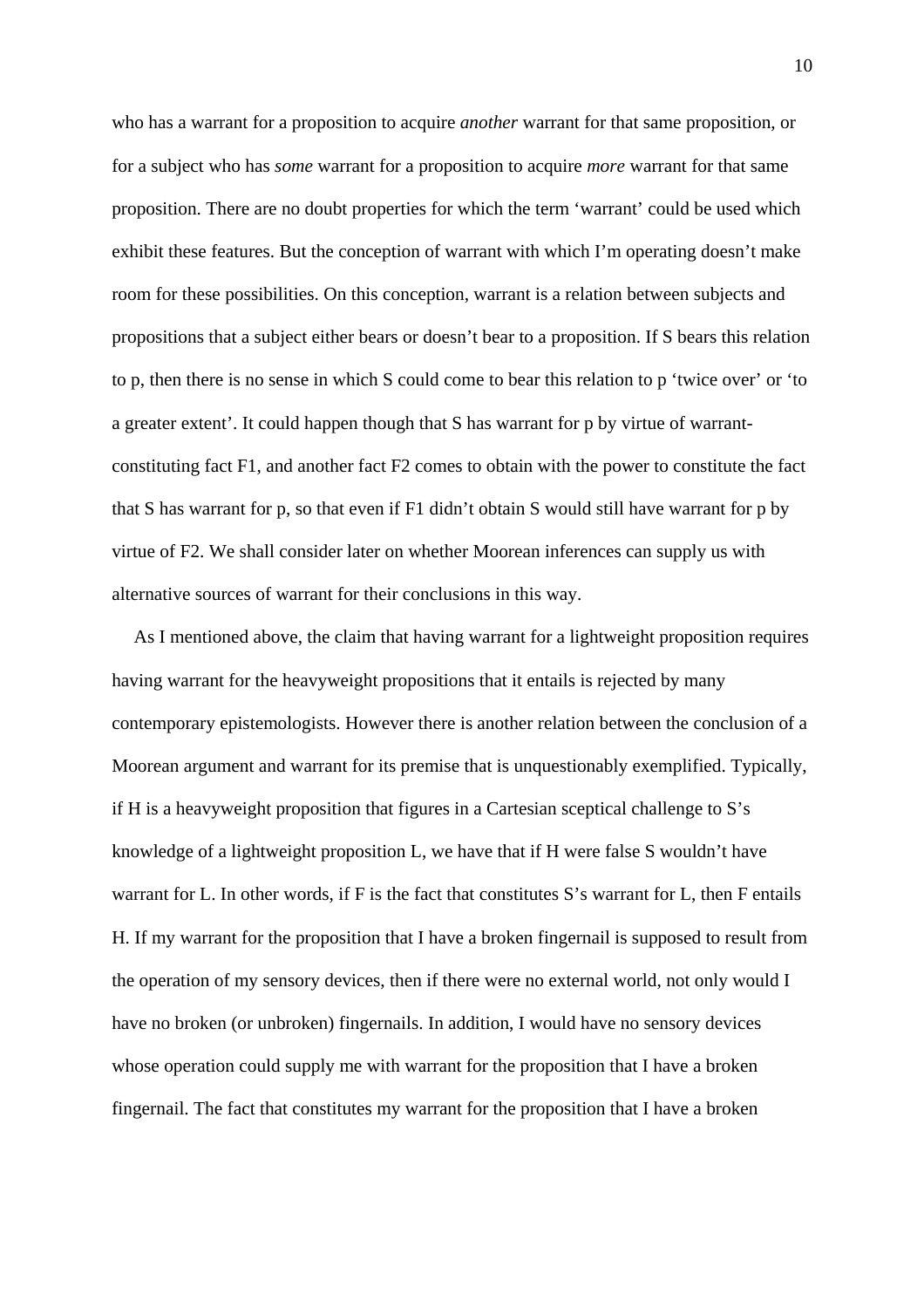who has a warrant for a proposition to acquire *another* warrant for that same proposition, or for a subject who has *some* warrant for a proposition to acquire *more* warrant for that same proposition. There are no doubt properties for which the term 'warrant' could be used which exhibit these features. But the conception of warrant with which I'm operating doesn't make room for these possibilities. On this conception, warrant is a relation between subjects and propositions that a subject either bears or doesn't bear to a proposition. If S bears this relation to p, then there is no sense in which S could come to bear this relation to p 'twice over' or 'to a greater extent'. It could happen though that S has warrant for p by virtue of warrant-constituting fact F1, and another fact F2 comes to obtain with the power to constitute the fact that S has warrant for p, so that even if F1 didn't obtain S would still have warrant for p by virtue of F2. We shall consider later on whether Moorean inferences can supply us with alternative sources of warrant for their conclusions in this way.

As I mentioned above, the claim that having warrant for a lightweight proposition requires having warrant for the heavyweight propositions that it entails is rejected by many contemporary epistemologists. However there is another relation between the conclusion of a Moorean argument and warrant for its premise that is unquestionably exemplified. Typically, if H is a heavyweight proposition that figures in a Cartesian sceptical challenge to S's knowledge of a lightweight proposition L, we have that if H were false S wouldn't have warrant for L. In other words, if F is the fact that constitutes S's warrant for L, then F entails H. If my warrant for the proposition that I have a broken fingernail is supposed to result from the operation of my sensory devices, then if there were no external world, not only would I have no broken (or unbroken) fingernails. In addition, I would have no sensory devices whose operation could supply me with warrant for the proposition that I have a broken fingernail. The fact that constitutes my warrant for the proposition that I have a broken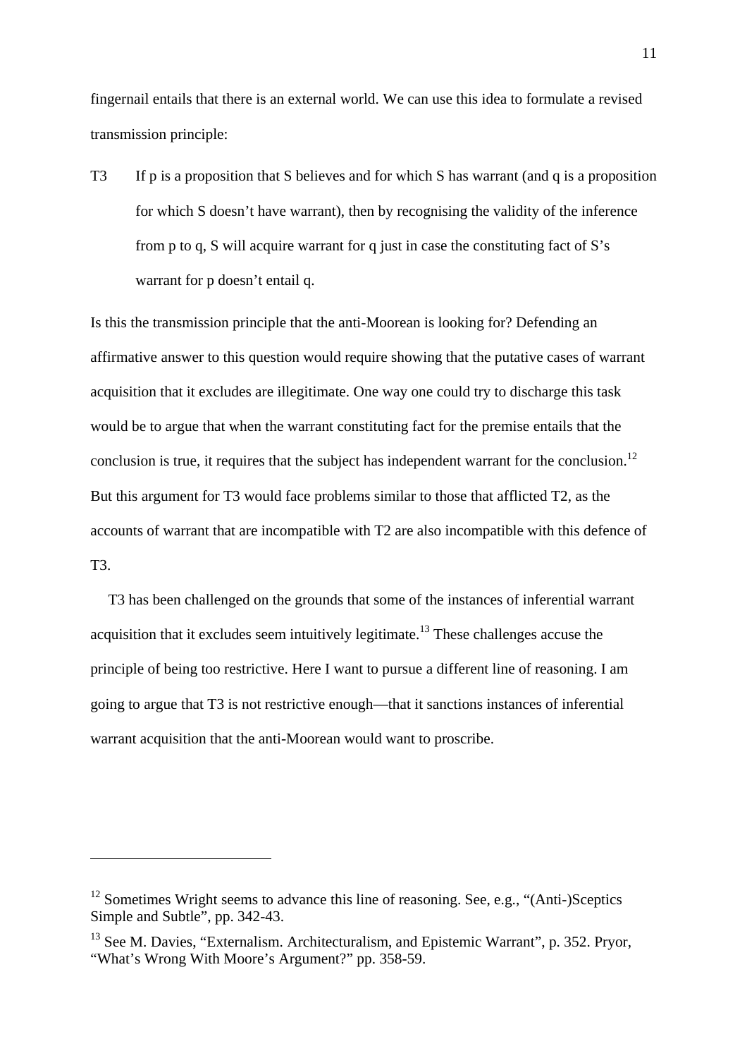fingernail entails that there is an external world. We can use this idea to formulate a revised transmission principle:

T3 If p is a proposition that S believes and for which S has warrant (and q is a proposition for which S doesn't have warrant), then by recognising the validity of the inference from p to q, S will acquire warrant for q just in case the constituting fact of S's warrant for p doesn't entail q.

Is this the transmission principle that the anti-Moorean is looking for? Defending an affirmative answer to this question would require showing that the putative cases of warrant acquisition that it excludes are illegitimate. One way one could try to discharge this task would be to argue that when the warrant constituting fact for the premise entails that the conclusion is true, it requires that the subject has independent warrant for the conclusion.[12] But this argument for T3 would face problems similar to those that afflicted T2, as the accounts of warrant that are incompatible with T2 are also incompatible with this defence of T3.

T3 has been challenged on the grounds that some of the instances of inferential warrant acquisition that it excludes seem intuitively legitimate.[13] These challenges accuse the principle of being too restrictive. Here I want to pursue a different line of reasoning. I am going to argue that T3 is not restrictive enough—that it sanctions instances of inferential warrant acquisition that the anti-Moorean would want to proscribe.

---

[12] Sometimes Wright seems to advance this line of reasoning. See, e.g., "(Anti-)Sceptics Simple and Subtle", pp. 342-43.

[13] See M. Davies, "Externalism. Architecturalism, and Epistemic Warrant", p. 352. Pryor, "What's Wrong With Moore's Argument?" pp. 358-59.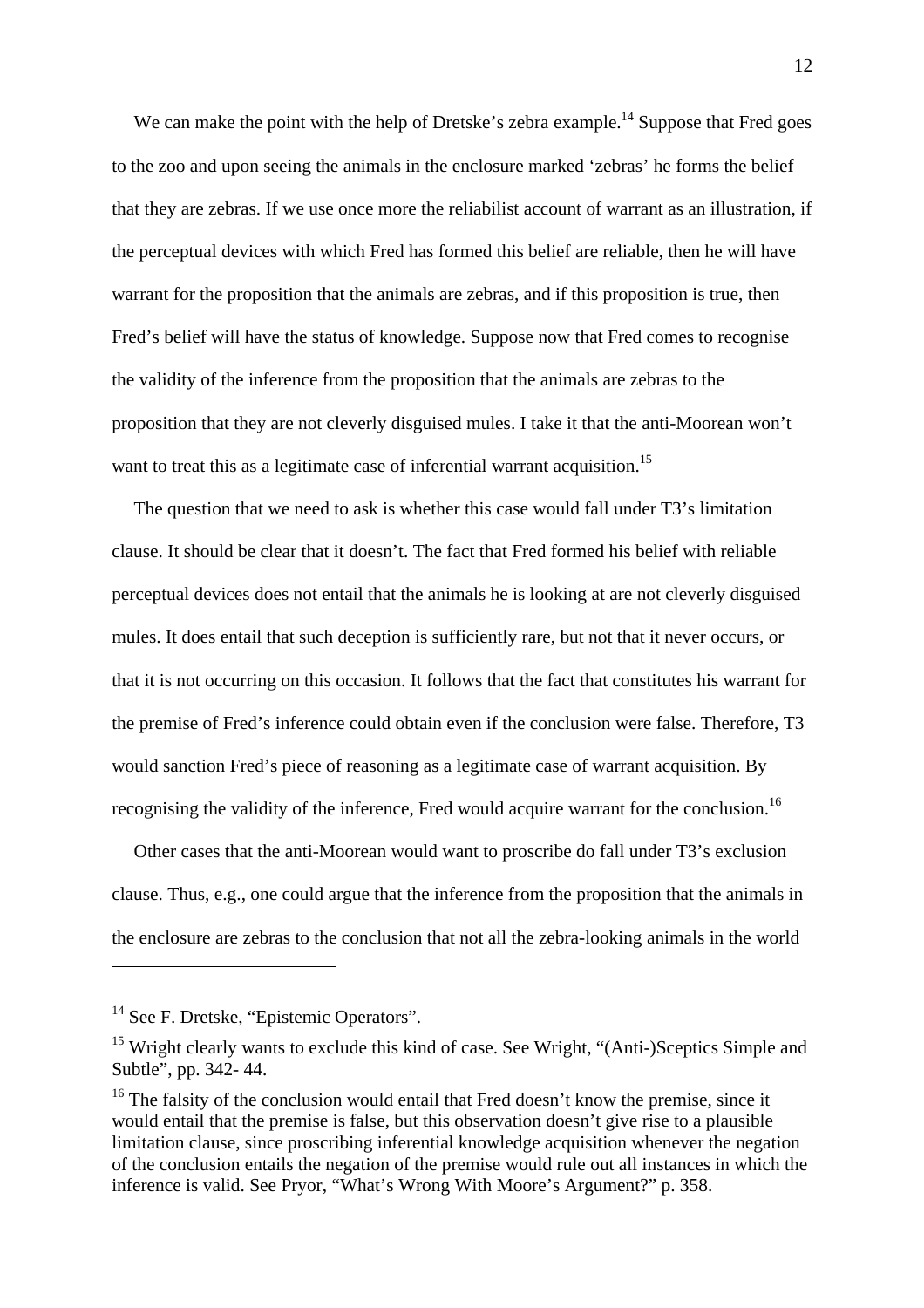We can make the point with the help of Dretske's zebra example.[14] Suppose that Fred goes to the zoo and upon seeing the animals in the enclosure marked 'zebras' he forms the belief that they are zebras. If we use once more the reliabilist account of warrant as an illustration, if the perceptual devices with which Fred has formed this belief are reliable, then he will have warrant for the proposition that the animals are zebras, and if this proposition is true, then Fred's belief will have the status of knowledge. Suppose now that Fred comes to recognise the validity of the inference from the proposition that the animals are zebras to the proposition that they are not cleverly disguised mules. I take it that the anti-Moorean won't want to treat this as a legitimate case of inferential warrant acquisition.[15]

The question that we need to ask is whether this case would fall under T3's limitation clause. It should be clear that it doesn't. The fact that Fred formed his belief with reliable perceptual devices does not entail that the animals he is looking at are not cleverly disguised mules. It does entail that such deception is sufficiently rare, but not that it never occurs, or that it is not occurring on this occasion. It follows that the fact that constitutes his warrant for the premise of Fred's inference could obtain even if the conclusion were false. Therefore, T3 would sanction Fred's piece of reasoning as a legitimate case of warrant acquisition. By recognising the validity of the inference, Fred would acquire warrant for the conclusion.[16]

Other cases that the anti-Moorean would want to proscribe do fall under T3's exclusion clause. Thus, e.g., one could argue that the inference from the proposition that the animals in the enclosure are zebras to the conclusion that not all the zebra-looking animals in the world

---

[14] See F. Dretske, "Epistemic Operators".

[15] Wright clearly wants to exclude this kind of case. See Wright, "(Anti-)Sceptics Simple and Subtle", pp. 342- 44.

[16] The falsity of the conclusion would entail that Fred doesn't know the premise, since it would entail that the premise is false, but this observation doesn't give rise to a plausible limitation clause, since proscribing inferential knowledge acquisition whenever the negation of the conclusion entails the negation of the premise would rule out all instances in which the inference is valid. See Pryor, "What's Wrong With Moore's Argument?" p. 358.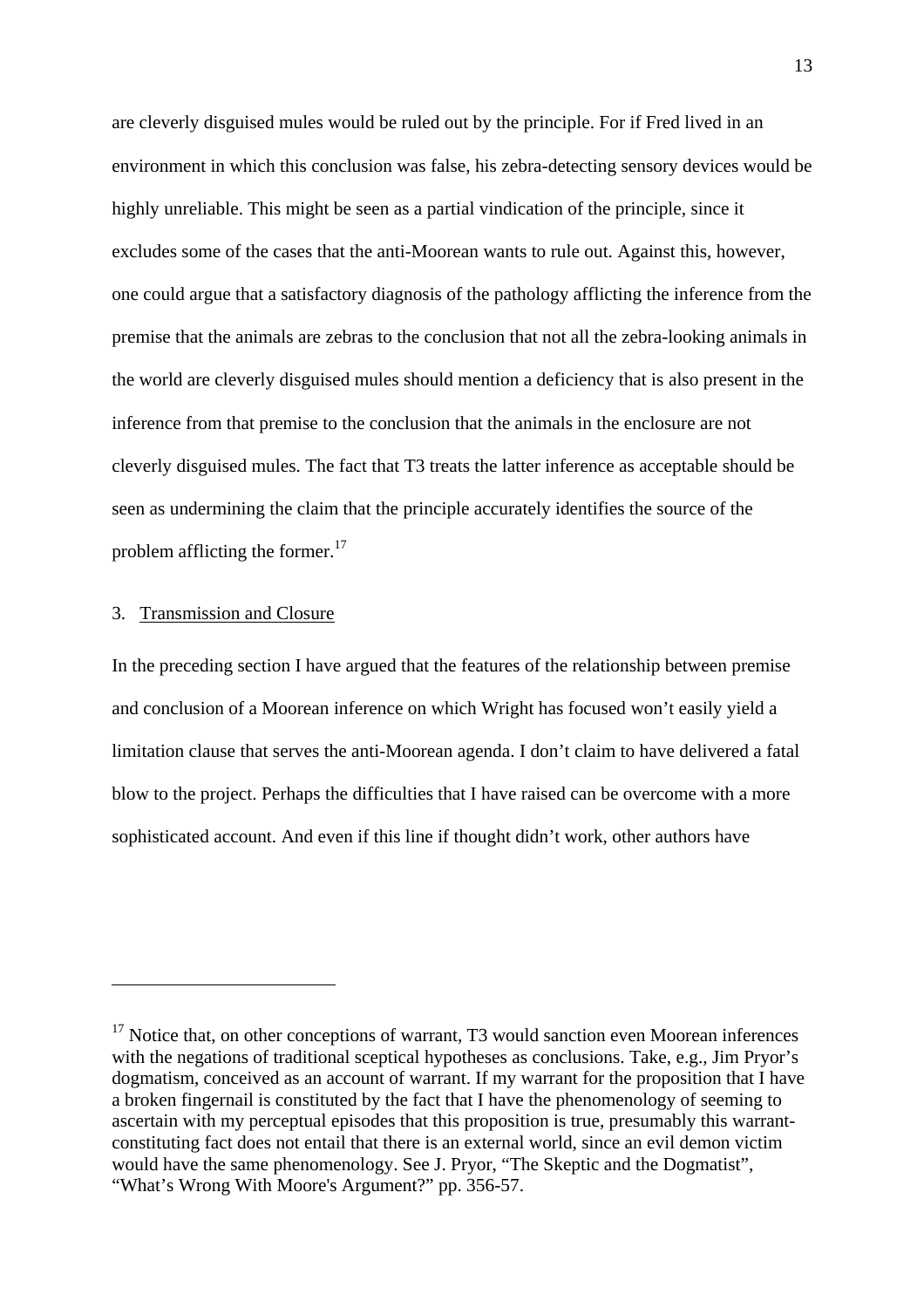are cleverly disguised mules would be ruled out by the principle. For if Fred lived in an environment in which this conclusion was false, his zebra-detecting sensory devices would be highly unreliable. This might be seen as a partial vindication of the principle, since it excludes some of the cases that the anti-Moorean wants to rule out. Against this, however, one could argue that a satisfactory diagnosis of the pathology afflicting the inference from the premise that the animals are zebras to the conclusion that not all the zebra-looking animals in the world are cleverly disguised mules should mention a deficiency that is also present in the inference from that premise to the conclusion that the animals in the enclosure are not cleverly disguised mules. The fact that T3 treats the latter inference as acceptable should be seen as undermining the claim that the principle accurately identifies the source of the problem afflicting the former.[17]

## 3. Transmission and Closure

In the preceding section I have argued that the features of the relationship between premise and conclusion of a Moorean inference on which Wright has focused won't easily yield a limitation clause that serves the anti-Moorean agenda. I don't claim to have delivered a fatal blow to the project. Perhaps the difficulties that I have raised can be overcome with a more sophisticated account. And even if this line if thought didn't work, other authors have

---

[17] Notice that, on other conceptions of warrant, T3 would sanction even Moorean inferences with the negations of traditional sceptical hypotheses as conclusions. Take, e.g., Jim Pryor's dogmatism, conceived as an account of warrant. If my warrant for the proposition that I have a broken fingernail is constituted by the fact that I have the phenomenology of seeming to ascertain with my perceptual episodes that this proposition is true, presumably this warrant-constituting fact does not entail that there is an external world, since an evil demon victim would have the same phenomenology. See J. Pryor, "The Skeptic and the Dogmatist", "What's Wrong With Moore's Argument?" pp. 356-57.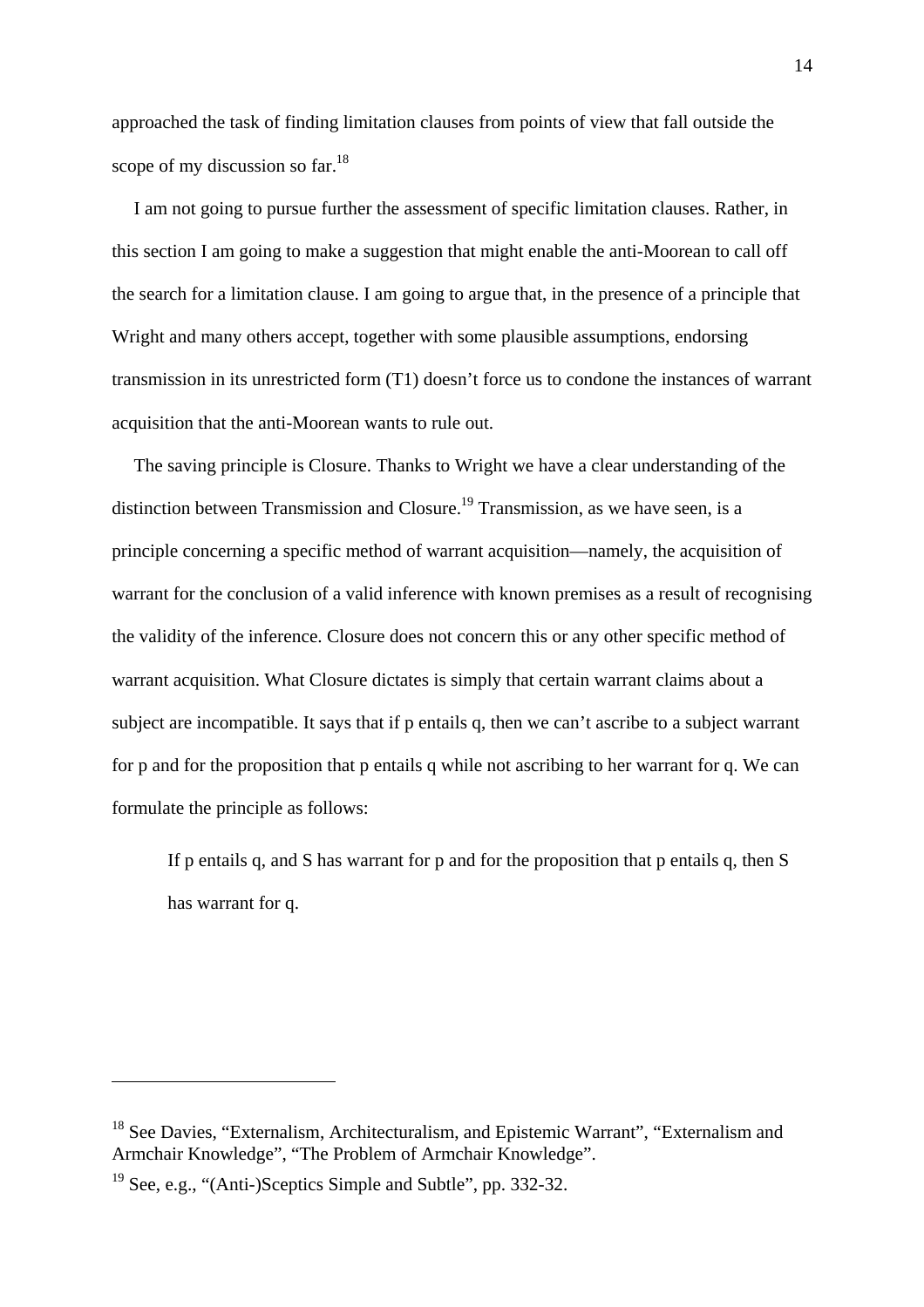approached the task of finding limitation clauses from points of view that fall outside the scope of my discussion so far.[18]

I am not going to pursue further the assessment of specific limitation clauses. Rather, in this section I am going to make a suggestion that might enable the anti-Moorean to call off the search for a limitation clause. I am going to argue that, in the presence of a principle that Wright and many others accept, together with some plausible assumptions, endorsing transmission in its unrestricted form (T1) doesn't force us to condone the instances of warrant acquisition that the anti-Moorean wants to rule out.

The saving principle is Closure. Thanks to Wright we have a clear understanding of the distinction between Transmission and Closure.[19] Transmission, as we have seen, is a principle concerning a specific method of warrant acquisition—namely, the acquisition of warrant for the conclusion of a valid inference with known premises as a result of recognising the validity of the inference. Closure does not concern this or any other specific method of warrant acquisition. What Closure dictates is simply that certain warrant claims about a subject are incompatible. It says that if p entails q, then we can't ascribe to a subject warrant for p and for the proposition that p entails q while not ascribing to her warrant for q. We can formulate the principle as follows:

> If p entails q, and S has warrant for p and for the proposition that p entails q, then S has warrant for q.

---

[18] See Davies, "Externalism, Architecturalism, and Epistemic Warrant", "Externalism and Armchair Knowledge", "The Problem of Armchair Knowledge".

[19] See, e.g., "(Anti-)Sceptics Simple and Subtle", pp. 332-32.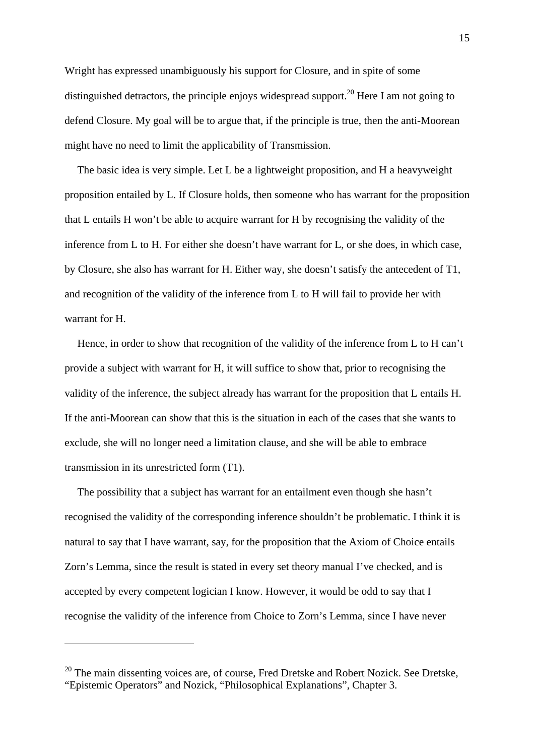Wright has expressed unambiguously his support for Closure, and in spite of some distinguished detractors, the principle enjoys widespread support.[20] Here I am not going to defend Closure. My goal will be to argue that, if the principle is true, then the anti-Moorean might have no need to limit the applicability of Transmission.

The basic idea is very simple. Let L be a lightweight proposition, and H a heavyweight proposition entailed by L. If Closure holds, then someone who has warrant for the proposition that L entails H won't be able to acquire warrant for H by recognising the validity of the inference from L to H. For either she doesn't have warrant for L, or she does, in which case, by Closure, she also has warrant for H. Either way, she doesn't satisfy the antecedent of T1, and recognition of the validity of the inference from L to H will fail to provide her with warrant for H.

Hence, in order to show that recognition of the validity of the inference from L to H can't provide a subject with warrant for H, it will suffice to show that, prior to recognising the validity of the inference, the subject already has warrant for the proposition that L entails H. If the anti-Moorean can show that this is the situation in each of the cases that she wants to exclude, she will no longer need a limitation clause, and she will be able to embrace transmission in its unrestricted form (T1).

The possibility that a subject has warrant for an entailment even though she hasn't recognised the validity of the corresponding inference shouldn't be problematic. I think it is natural to say that I have warrant, say, for the proposition that the Axiom of Choice entails Zorn's Lemma, since the result is stated in every set theory manual I've checked, and is accepted by every competent logician I know. However, it would be odd to say that I recognise the validity of the inference from Choice to Zorn's Lemma, since I have never

[20] The main dissenting voices are, of course, Fred Dretske and Robert Nozick. See Dretske, "Epistemic Operators" and Nozick, "Philosophical Explanations", Chapter 3.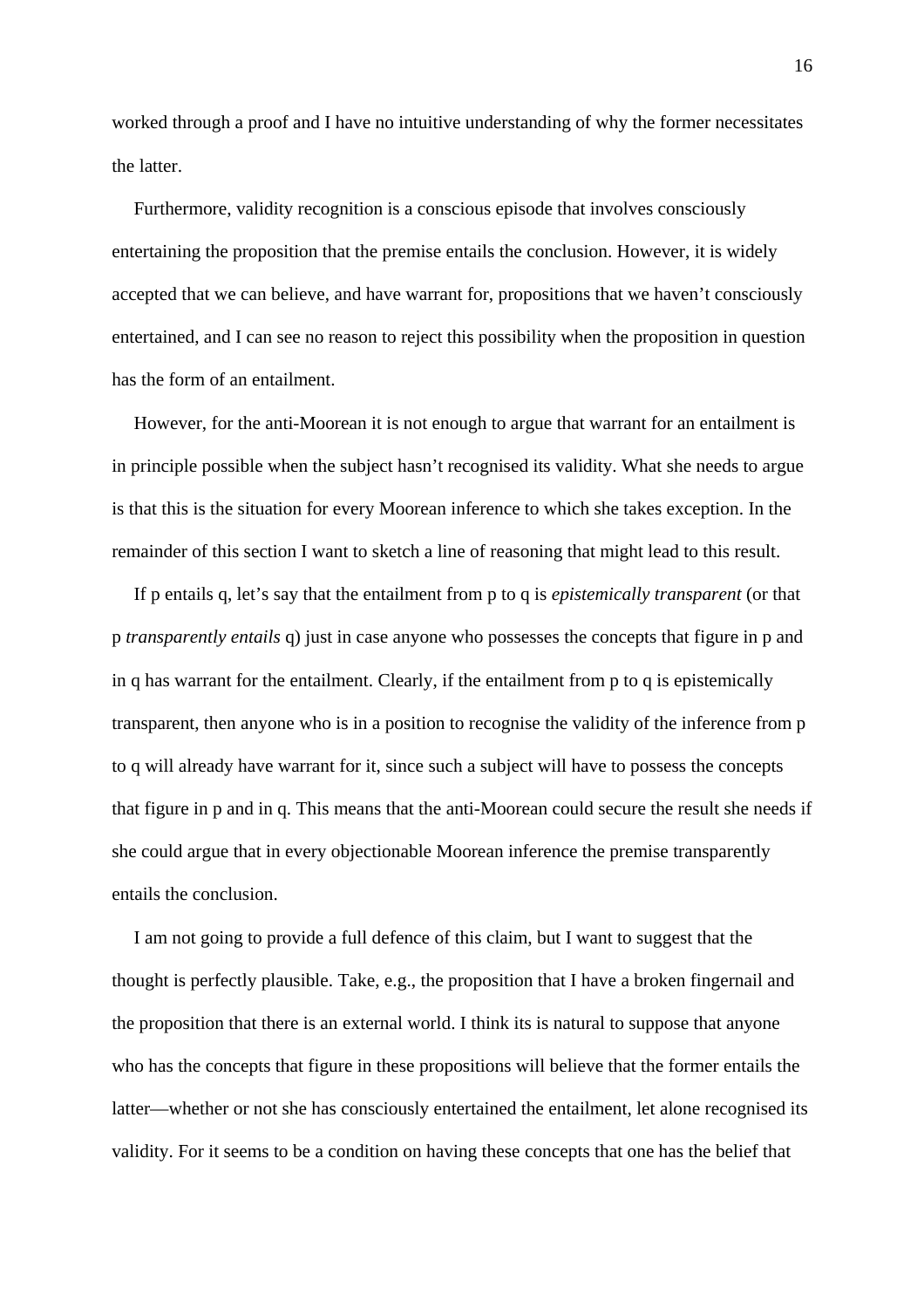worked through a proof and I have no intuitive understanding of why the former necessitates the latter.

Furthermore, validity recognition is a conscious episode that involves consciously entertaining the proposition that the premise entails the conclusion. However, it is widely accepted that we can believe, and have warrant for, propositions that we haven't consciously entertained, and I can see no reason to reject this possibility when the proposition in question has the form of an entailment.

However, for the anti-Moorean it is not enough to argue that warrant for an entailment is in principle possible when the subject hasn't recognised its validity. What she needs to argue is that this is the situation for every Moorean inference to which she takes exception. In the remainder of this section I want to sketch a line of reasoning that might lead to this result.

If p entails q, let's say that the entailment from p to q is *epistemically transparent* (or that p *transparently entails* q) just in case anyone who possesses the concepts that figure in p and in q has warrant for the entailment. Clearly, if the entailment from p to q is epistemically transparent, then anyone who is in a position to recognise the validity of the inference from p to q will already have warrant for it, since such a subject will have to possess the concepts that figure in p and in q. This means that the anti-Moorean could secure the result she needs if she could argue that in every objectionable Moorean inference the premise transparently entails the conclusion.

I am not going to provide a full defence of this claim, but I want to suggest that the thought is perfectly plausible. Take, e.g., the proposition that I have a broken fingernail and the proposition that there is an external world. I think its is natural to suppose that anyone who has the concepts that figure in these propositions will believe that the former entails the latter—whether or not she has consciously entertained the entailment, let alone recognised its validity. For it seems to be a condition on having these concepts that one has the belief that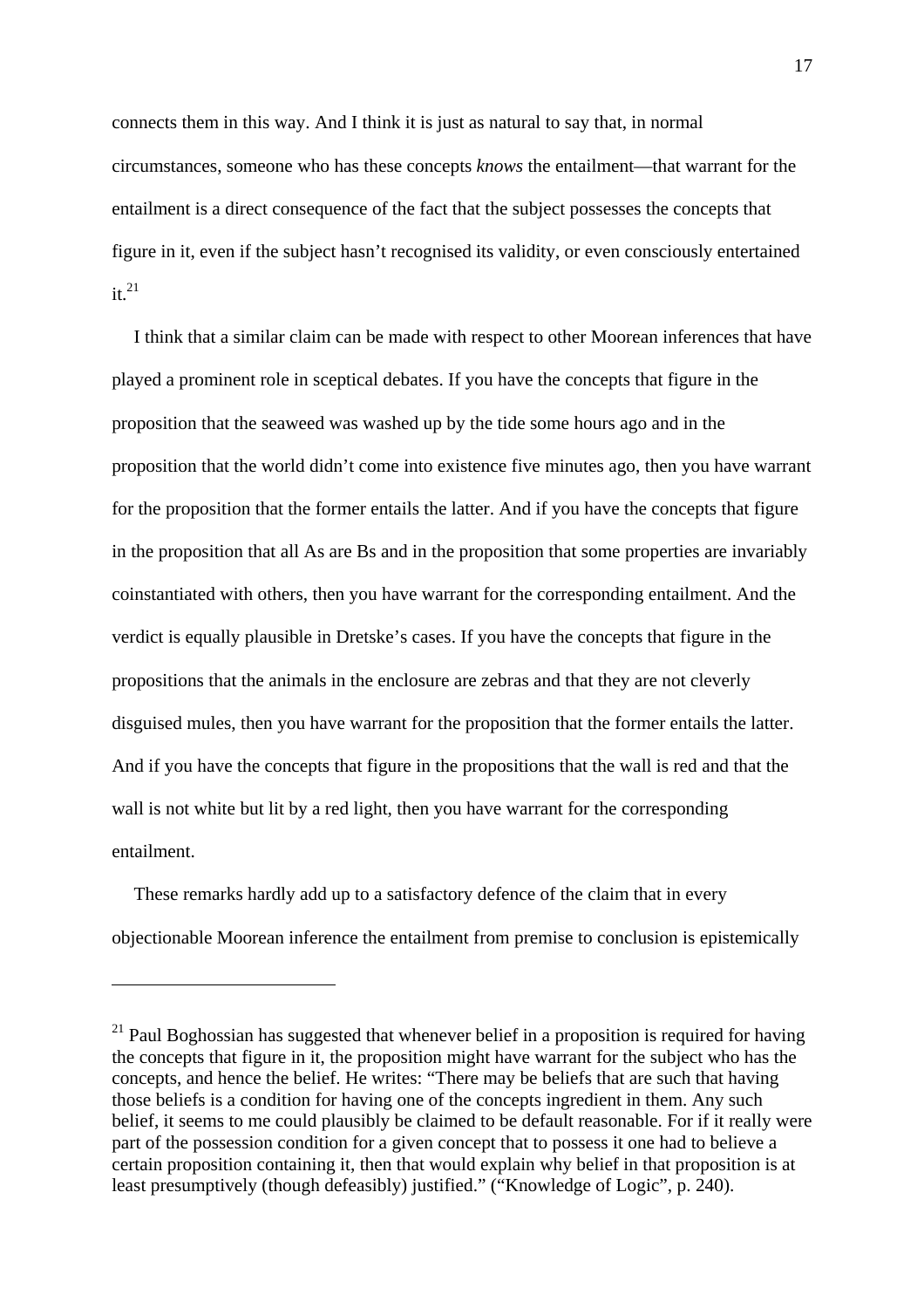connects them in this way. And I think it is just as natural to say that, in normal circumstances, someone who has these concepts *knows* the entailment—that warrant for the entailment is a direct consequence of the fact that the subject possesses the concepts that figure in it, even if the subject hasn't recognised its validity, or even consciously entertained it.[21]

I think that a similar claim can be made with respect to other Moorean inferences that have played a prominent role in sceptical debates. If you have the concepts that figure in the proposition that the seaweed was washed up by the tide some hours ago and in the proposition that the world didn't come into existence five minutes ago, then you have warrant for the proposition that the former entails the latter. And if you have the concepts that figure in the proposition that all As are Bs and in the proposition that some properties are invariably coinstantiated with others, then you have warrant for the corresponding entailment. And the verdict is equally plausible in Dretske's cases. If you have the concepts that figure in the propositions that the animals in the enclosure are zebras and that they are not cleverly disguised mules, then you have warrant for the proposition that the former entails the latter. And if you have the concepts that figure in the propositions that the wall is red and that the wall is not white but lit by a red light, then you have warrant for the corresponding entailment.

These remarks hardly add up to a satisfactory defence of the claim that in every objectionable Moorean inference the entailment from premise to conclusion is epistemically

---

[21] Paul Boghossian has suggested that whenever belief in a proposition is required for having the concepts that figure in it, the proposition might have warrant for the subject who has the concepts, and hence the belief. He writes: "There may be beliefs that are such that having those beliefs is a condition for having one of the concepts ingredient in them. Any such belief, it seems to me could plausibly be claimed to be default reasonable. For if it really were part of the possession condition for a given concept that to possess it one had to believe a certain proposition containing it, then that would explain why belief in that proposition is at least presumptively (though defeasibly) justified." ("Knowledge of Logic", p. 240).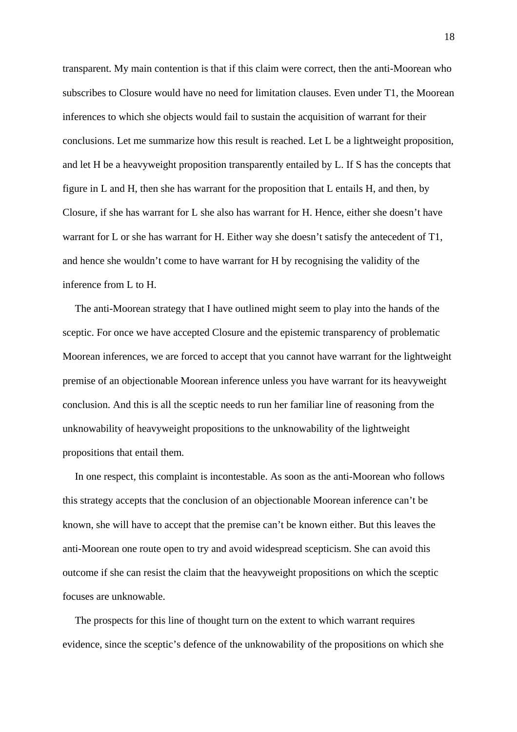transparent. My main contention is that if this claim were correct, then the anti-Moorean who subscribes to Closure would have no need for limitation clauses. Even under T1, the Moorean inferences to which she objects would fail to sustain the acquisition of warrant for their conclusions. Let me summarize how this result is reached. Let L be a lightweight proposition, and let H be a heavyweight proposition transparently entailed by L. If S has the concepts that figure in L and H, then she has warrant for the proposition that L entails H, and then, by Closure, if she has warrant for L she also has warrant for H. Hence, either she doesn't have warrant for L or she has warrant for H. Either way she doesn't satisfy the antecedent of T1, and hence she wouldn't come to have warrant for H by recognising the validity of the inference from L to H.

The anti-Moorean strategy that I have outlined might seem to play into the hands of the sceptic. For once we have accepted Closure and the epistemic transparency of problematic Moorean inferences, we are forced to accept that you cannot have warrant for the lightweight premise of an objectionable Moorean inference unless you have warrant for its heavyweight conclusion. And this is all the sceptic needs to run her familiar line of reasoning from the unknowability of heavyweight propositions to the unknowability of the lightweight propositions that entail them.

In one respect, this complaint is incontestable. As soon as the anti-Moorean who follows this strategy accepts that the conclusion of an objectionable Moorean inference can't be known, she will have to accept that the premise can't be known either. But this leaves the anti-Moorean one route open to try and avoid widespread scepticism. She can avoid this outcome if she can resist the claim that the heavyweight propositions on which the sceptic focuses are unknowable.

The prospects for this line of thought turn on the extent to which warrant requires evidence, since the sceptic's defence of the unknowability of the propositions on which she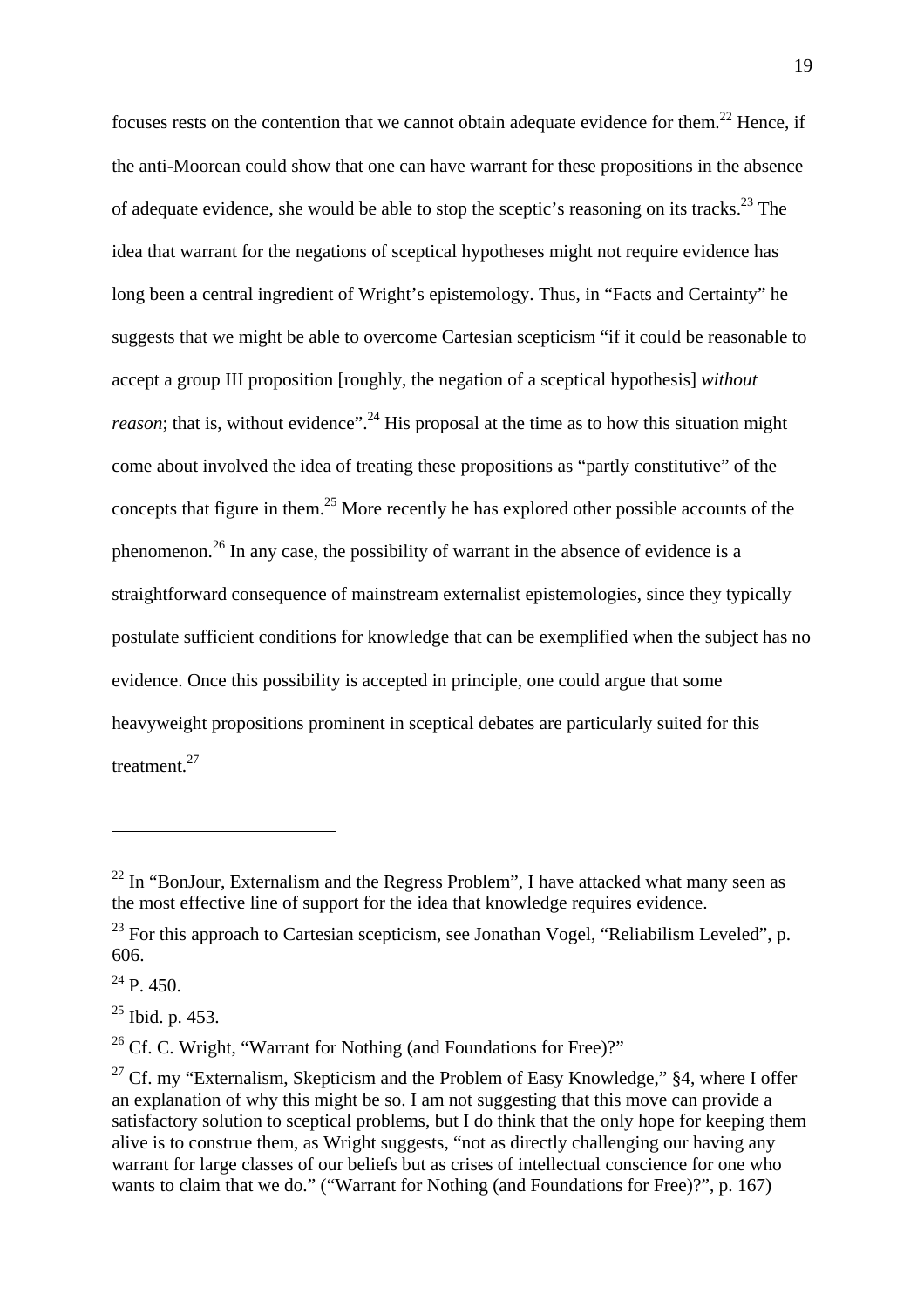focuses rests on the contention that we cannot obtain adequate evidence for them.[22] Hence, if the anti-Moorean could show that one can have warrant for these propositions in the absence of adequate evidence, she would be able to stop the sceptic's reasoning on its tracks.[23] The idea that warrant for the negations of sceptical hypotheses might not require evidence has long been a central ingredient of Wright's epistemology. Thus, in "Facts and Certainty" he suggests that we might be able to overcome Cartesian scepticism "if it could be reasonable to accept a group III proposition [roughly, the negation of a sceptical hypothesis] *without reason*; that is, without evidence".[24] His proposal at the time as to how this situation might come about involved the idea of treating these propositions as "partly constitutive" of the concepts that figure in them.[25] More recently he has explored other possible accounts of the phenomenon.[26] In any case, the possibility of warrant in the absence of evidence is a straightforward consequence of mainstream externalist epistemologies, since they typically postulate sufficient conditions for knowledge that can be exemplified when the subject has no evidence. Once this possibility is accepted in principle, one could argue that some heavyweight propositions prominent in sceptical debates are particularly suited for this treatment.[27]

---

[22] In "BonJour, Externalism and the Regress Problem", I have attacked what many seen as the most effective line of support for the idea that knowledge requires evidence.

[23] For this approach to Cartesian scepticism, see Jonathan Vogel, "Reliabilism Leveled", p. 606.

[24] P. 450.

[25] Ibid. p. 453.

[26] Cf. C. Wright, "Warrant for Nothing (and Foundations for Free)?"

[27] Cf. my "Externalism, Skepticism and the Problem of Easy Knowledge," §4, where I offer an explanation of why this might be so. I am not suggesting that this move can provide a satisfactory solution to sceptical problems, but I do think that the only hope for keeping them alive is to construe them, as Wright suggests, "not as directly challenging our having any warrant for large classes of our beliefs but as crises of intellectual conscience for one who wants to claim that we do." ("Warrant for Nothing (and Foundations for Free)?", p. 167)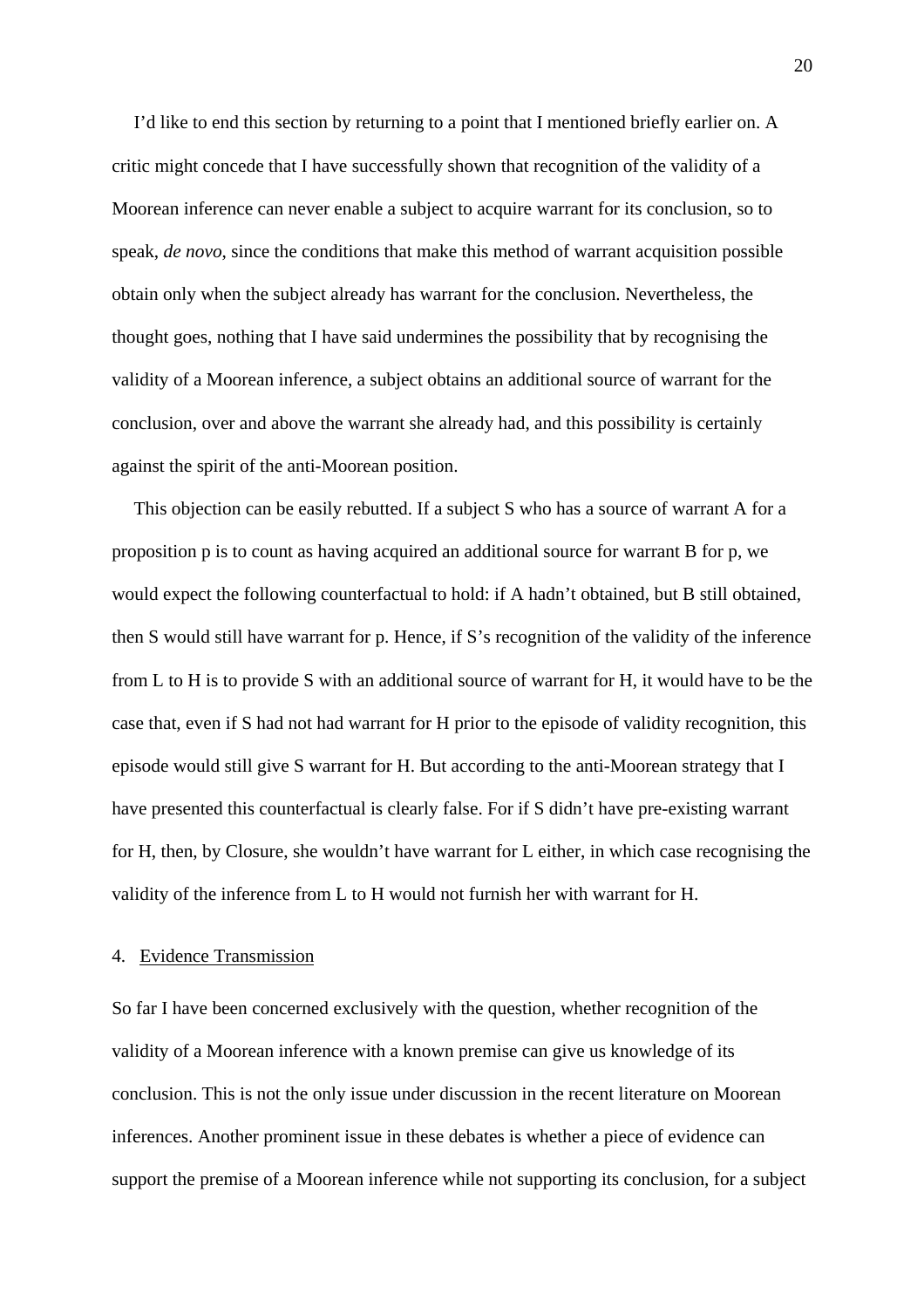I'd like to end this section by returning to a point that I mentioned briefly earlier on. A critic might concede that I have successfully shown that recognition of the validity of a Moorean inference can never enable a subject to acquire warrant for its conclusion, so to speak, *de novo*, since the conditions that make this method of warrant acquisition possible obtain only when the subject already has warrant for the conclusion. Nevertheless, the thought goes, nothing that I have said undermines the possibility that by recognising the validity of a Moorean inference, a subject obtains an additional source of warrant for the conclusion, over and above the warrant she already had, and this possibility is certainly against the spirit of the anti-Moorean position.

This objection can be easily rebutted. If a subject S who has a source of warrant A for a proposition p is to count as having acquired an additional source for warrant B for p, we would expect the following counterfactual to hold: if A hadn't obtained, but B still obtained, then S would still have warrant for p. Hence, if S's recognition of the validity of the inference from L to H is to provide S with an additional source of warrant for H, it would have to be the case that, even if S had not had warrant for H prior to the episode of validity recognition, this episode would still give S warrant for H. But according to the anti-Moorean strategy that I have presented this counterfactual is clearly false. For if S didn't have pre-existing warrant for H, then, by Closure, she wouldn't have warrant for L either, in which case recognising the validity of the inference from L to H would not furnish her with warrant for H.

## 4. Evidence Transmission

So far I have been concerned exclusively with the question, whether recognition of the validity of a Moorean inference with a known premise can give us knowledge of its conclusion. This is not the only issue under discussion in the recent literature on Moorean inferences. Another prominent issue in these debates is whether a piece of evidence can support the premise of a Moorean inference while not supporting its conclusion, for a subject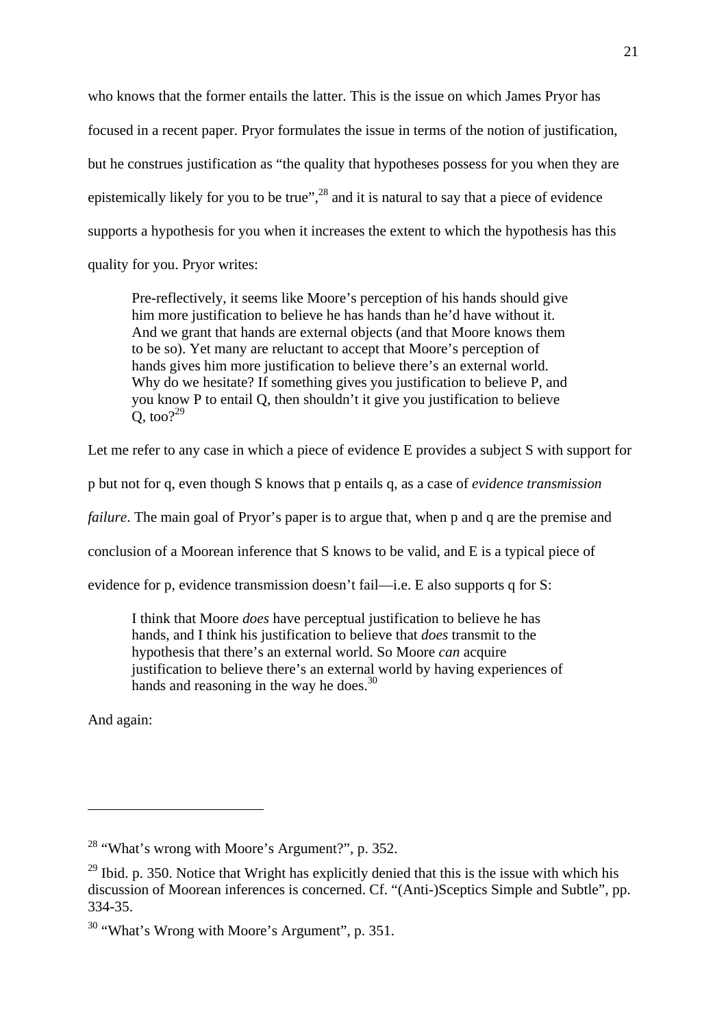who knows that the former entails the latter. This is the issue on which James Pryor has focused in a recent paper. Pryor formulates the issue in terms of the notion of justification, but he construes justification as "the quality that hypotheses possess for you when they are epistemically likely for you to be true",[28] and it is natural to say that a piece of evidence supports a hypothesis for you when it increases the extent to which the hypothesis has this quality for you. Pryor writes:

> Pre-reflectively, it seems like Moore's perception of his hands should give him more justification to believe he has hands than he'd have without it. And we grant that hands are external objects (and that Moore knows them to be so). Yet many are reluctant to accept that Moore's perception of hands gives him more justification to believe there's an external world. Why do we hesitate? If something gives you justification to believe P, and you know P to entail Q, then shouldn't it give you justification to believe Q, too?[29]

Let me refer to any case in which a piece of evidence E provides a subject S with support for p but not for q, even though S knows that p entails q, as a case of *evidence transmission failure*. The main goal of Pryor's paper is to argue that, when p and q are the premise and conclusion of a Moorean inference that S knows to be valid, and E is a typical piece of evidence for p, evidence transmission doesn't fail—i.e. E also supports q for S:

> I think that Moore *does* have perceptual justification to believe he has hands, and I think his justification to believe that *does* transmit to the hypothesis that there's an external world. So Moore *can* acquire justification to believe there's an external world by having experiences of hands and reasoning in the way he does.[30]

And again:

---

[28] "What's wrong with Moore's Argument?", p. 352.

[29] Ibid. p. 350. Notice that Wright has explicitly denied that this is the issue with which his discussion of Moorean inferences is concerned. Cf. "(Anti-)Sceptics Simple and Subtle", pp. 334-35.

[30] "What's Wrong with Moore's Argument", p. 351.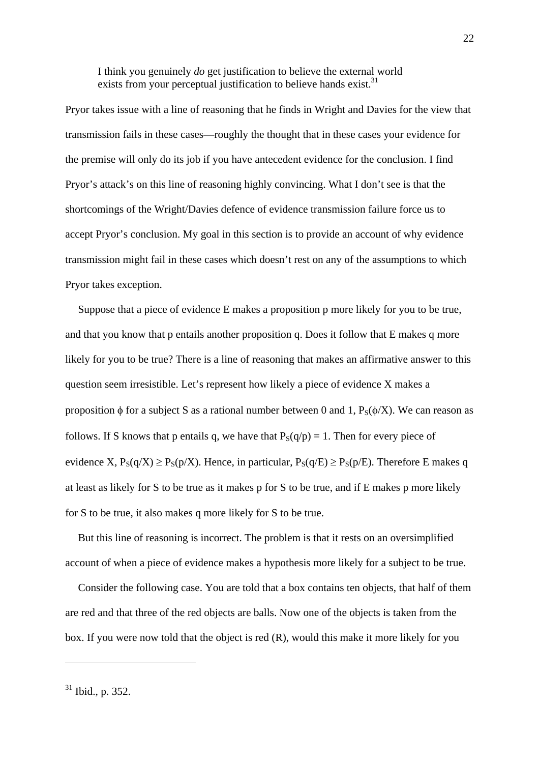> I think you genuinely *do* get justification to believe the external world exists from your perceptual justification to believe hands exist.[31]

Pryor takes issue with a line of reasoning that he finds in Wright and Davies for the view that transmission fails in these cases—roughly the thought that in these cases your evidence for the premise will only do its job if you have antecedent evidence for the conclusion. I find Pryor's attack's on this line of reasoning highly convincing. What I don't see is that the shortcomings of the Wright/Davies defence of evidence transmission failure force us to accept Pryor's conclusion. My goal in this section is to provide an account of why evidence transmission might fail in these cases which doesn't rest on any of the assumptions to which Pryor takes exception.

Suppose that a piece of evidence E makes a proposition p more likely for you to be true, and that you know that p entails another proposition q. Does it follow that E makes q more likely for you to be true? There is a line of reasoning that makes an affirmative answer to this question seem irresistible. Let's represent how likely a piece of evidence X makes a proposition $\phi$ for a subject S as a rational number between 0 and 1, $P_S(\phi/X)$. We can reason as follows. If S knows that p entails q, we have that $P_S(q/p) = 1$. Then for every piece of evidence X, $P_S(q/X) \geq P_S(p/X)$. Hence, in particular, $P_S(q/E) \geq P_S(p/E)$. Therefore E makes q at least as likely for S to be true as it makes p for S to be true, and if E makes p more likely for S to be true, it also makes q more likely for S to be true.

But this line of reasoning is incorrect. The problem is that it rests on an oversimplified account of when a piece of evidence makes a hypothesis more likely for a subject to be true.

Consider the following case. You are told that a box contains ten objects, that half of them are red and that three of the red objects are balls. Now one of the objects is taken from the box. If you were now told that the object is red (R), would this make it more likely for you

---

[31] Ibid., p. 352.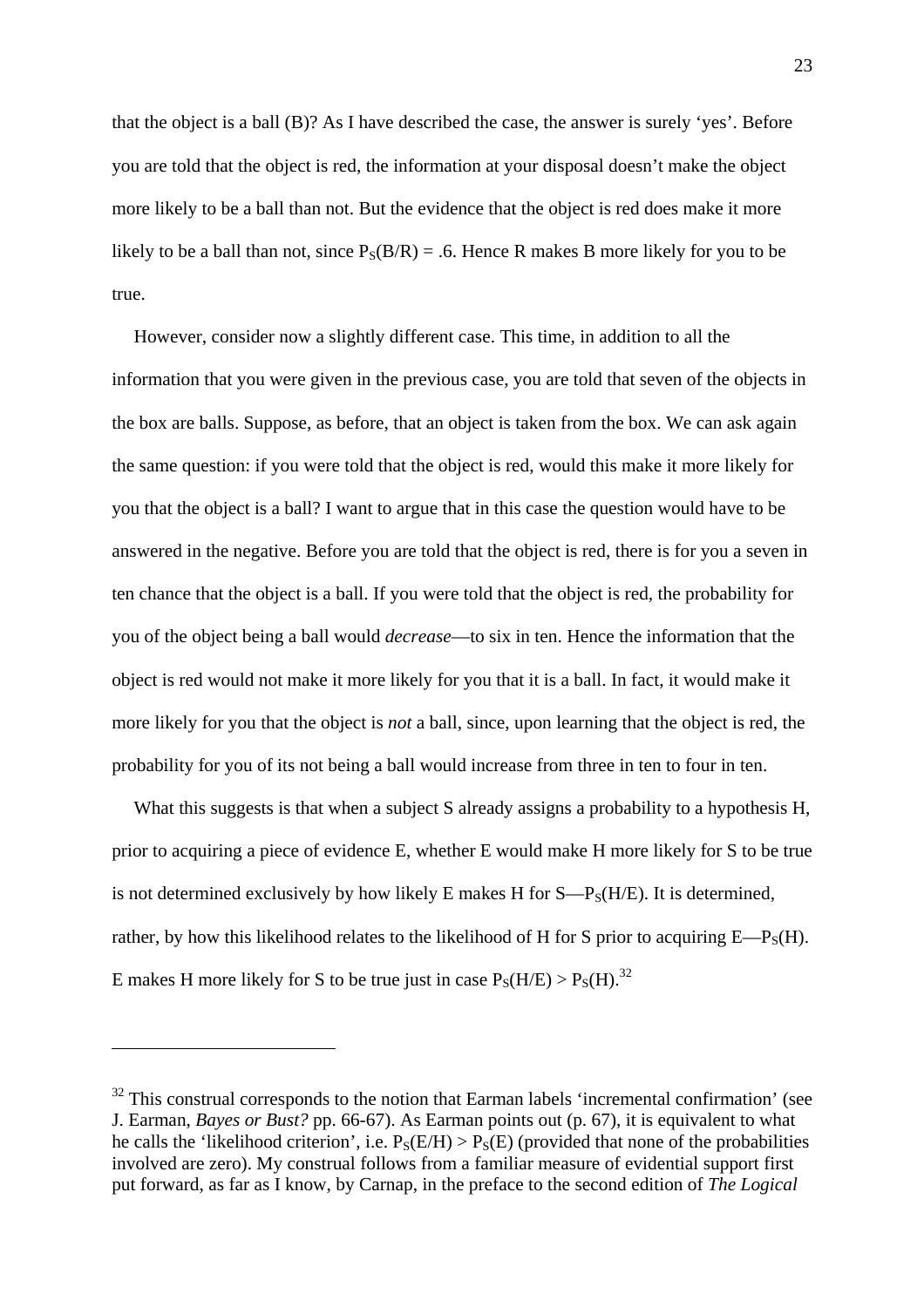that the object is a ball (B)? As I have described the case, the answer is surely 'yes'. Before you are told that the object is red, the information at your disposal doesn't make the object more likely to be a ball than not. But the evidence that the object is red does make it more likely to be a ball than not, since $P_S(B/R) = .6$. Hence R makes B more likely for you to be true.

However, consider now a slightly different case. This time, in addition to all the information that you were given in the previous case, you are told that seven of the objects in the box are balls. Suppose, as before, that an object is taken from the box. We can ask again the same question: if you were told that the object is red, would this make it more likely for you that the object is a ball? I want to argue that in this case the question would have to be answered in the negative. Before you are told that the object is red, there is for you a seven in ten chance that the object is a ball. If you were told that the object is red, the probability for you of the object being a ball would *decrease*—to six in ten. Hence the information that the object is red would not make it more likely for you that it is a ball. In fact, it would make it more likely for you that the object is *not* a ball, since, upon learning that the object is red, the probability for you of its not being a ball would increase from three in ten to four in ten.

What this suggests is that when a subject S already assigns a probability to a hypothesis H, prior to acquiring a piece of evidence E, whether E would make H more likely for S to be true is not determined exclusively by how likely E makes H for S—$P_S(H/E)$. It is determined, rather, by how this likelihood relates to the likelihood of H for S prior to acquiring E—$P_S(H)$. E makes H more likely for S to be true just in case $P_S(H/E) > P_S(H)$.[32]

---

[32] This construal corresponds to the notion that Earman labels 'incremental confirmation' (see J. Earman, *Bayes or Bust?* pp. 66-67). As Earman points out (p. 67), it is equivalent to what he calls the 'likelihood criterion', i.e. $P_S(E/H) > P_S(E)$ (provided that none of the probabilities involved are zero). My construal follows from a familiar measure of evidential support first put forward, as far as I know, by Carnap, in the preface to the second edition of *The Logical*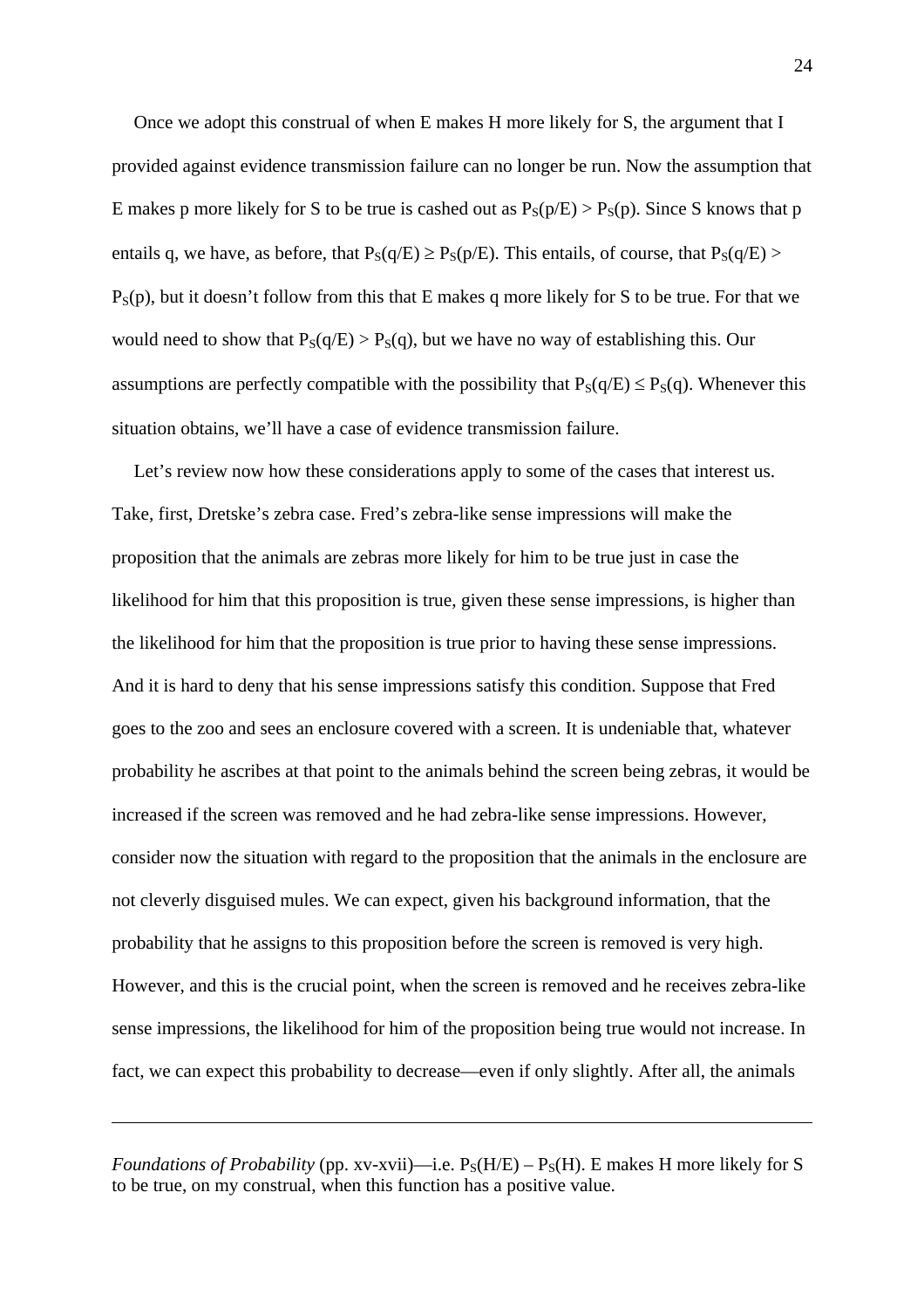Once we adopt this construal of when E makes H more likely for S, the argument that I provided against evidence transmission failure can no longer be run. Now the assumption that E makes p more likely for S to be true is cashed out as $P_S(p/E) > P_S(p)$. Since S knows that p entails q, we have, as before, that $P_S(q/E) \geq P_S(p/E)$. This entails, of course, that $P_S(q/E) > P_S(p)$, but it doesn't follow from this that E makes q more likely for S to be true. For that we would need to show that $P_S(q/E) > P_S(q)$, but we have no way of establishing this. Our assumptions are perfectly compatible with the possibility that $P_S(q/E) \leq P_S(q)$. Whenever this situation obtains, we'll have a case of evidence transmission failure.

Let's review now how these considerations apply to some of the cases that interest us. Take, first, Dretske's zebra case. Fred's zebra-like sense impressions will make the proposition that the animals are zebras more likely for him to be true just in case the likelihood for him that this proposition is true, given these sense impressions, is higher than the likelihood for him that the proposition is true prior to having these sense impressions. And it is hard to deny that his sense impressions satisfy this condition. Suppose that Fred goes to the zoo and sees an enclosure covered with a screen. It is undeniable that, whatever probability he ascribes at that point to the animals behind the screen being zebras, it would be increased if the screen was removed and he had zebra-like sense impressions. However, consider now the situation with regard to the proposition that the animals in the enclosure are not cleverly disguised mules. We can expect, given his background information, that the probability that he assigns to this proposition before the screen is removed is very high. However, and this is the crucial point, when the screen is removed and he receives zebra-like sense impressions, the likelihood for him of the proposition being true would not increase. In fact, we can expect this probability to decrease—even if only slightly. After all, the animals

---

*Foundations of Probability* (pp. xv-xvii)—i.e. $P_S(H/E) – P_S(H)$. E makes H more likely for S to be true, on my construal, when this function has a positive value.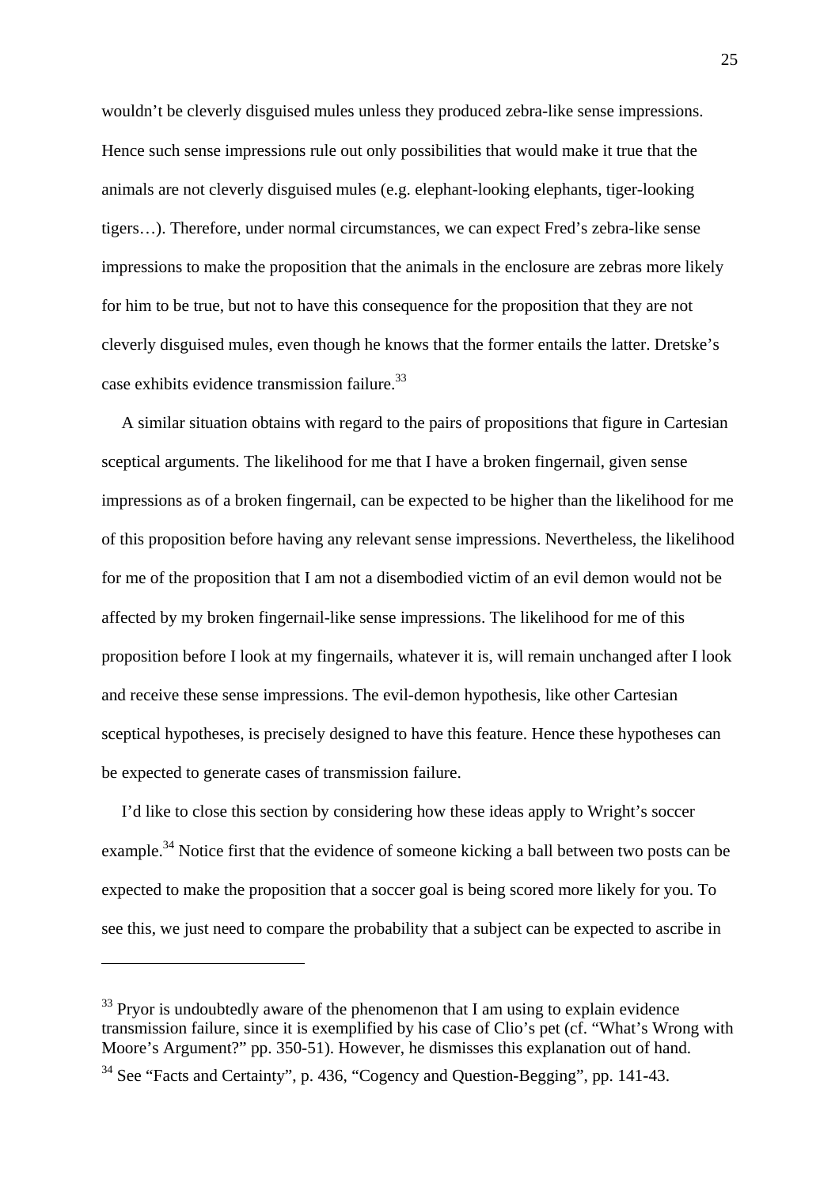wouldn't be cleverly disguised mules unless they produced zebra-like sense impressions. Hence such sense impressions rule out only possibilities that would make it true that the animals are not cleverly disguised mules (e.g. elephant-looking elephants, tiger-looking tigers…). Therefore, under normal circumstances, we can expect Fred's zebra-like sense impressions to make the proposition that the animals in the enclosure are zebras more likely for him to be true, but not to have this consequence for the proposition that they are not cleverly disguised mules, even though he knows that the former entails the latter. Dretske's case exhibits evidence transmission failure.[33]

A similar situation obtains with regard to the pairs of propositions that figure in Cartesian sceptical arguments. The likelihood for me that I have a broken fingernail, given sense impressions as of a broken fingernail, can be expected to be higher than the likelihood for me of this proposition before having any relevant sense impressions. Nevertheless, the likelihood for me of the proposition that I am not a disembodied victim of an evil demon would not be affected by my broken fingernail-like sense impressions. The likelihood for me of this proposition before I look at my fingernails, whatever it is, will remain unchanged after I look and receive these sense impressions. The evil-demon hypothesis, like other Cartesian sceptical hypotheses, is precisely designed to have this feature. Hence these hypotheses can be expected to generate cases of transmission failure.

I'd like to close this section by considering how these ideas apply to Wright's soccer example.[34] Notice first that the evidence of someone kicking a ball between two posts can be expected to make the proposition that a soccer goal is being scored more likely for you. To see this, we just need to compare the probability that a subject can be expected to ascribe in

---

[33] Pryor is undoubtedly aware of the phenomenon that I am using to explain evidence transmission failure, since it is exemplified by his case of Clio's pet (cf. "What's Wrong with Moore's Argument?" pp. 350-51). However, he dismisses this explanation out of hand.

[34] See "Facts and Certainty", p. 436, "Cogency and Question-Begging", pp. 141-43.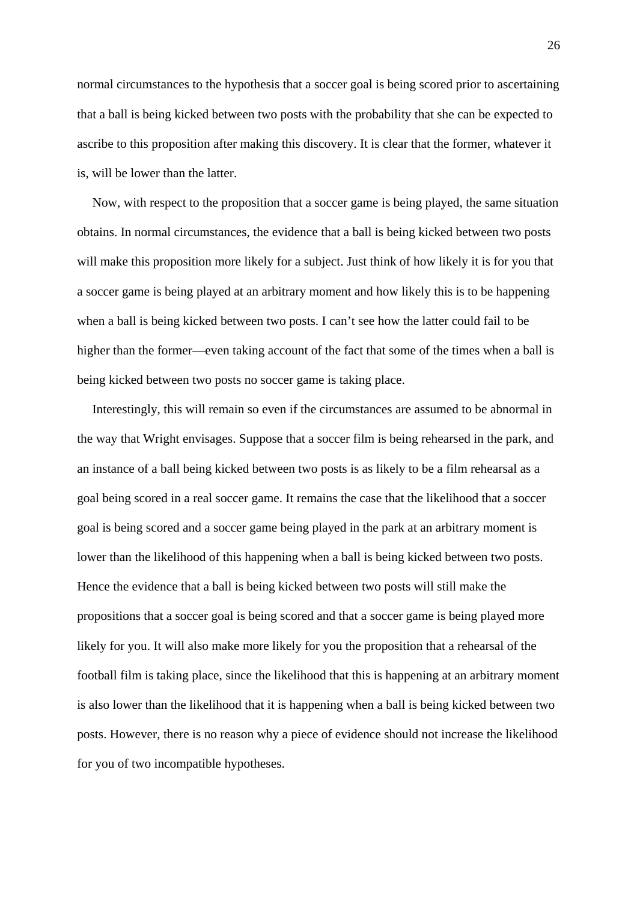normal circumstances to the hypothesis that a soccer goal is being scored prior to ascertaining that a ball is being kicked between two posts with the probability that she can be expected to ascribe to this proposition after making this discovery. It is clear that the former, whatever it is, will be lower than the latter.

Now, with respect to the proposition that a soccer game is being played, the same situation obtains. In normal circumstances, the evidence that a ball is being kicked between two posts will make this proposition more likely for a subject. Just think of how likely it is for you that a soccer game is being played at an arbitrary moment and how likely this is to be happening when a ball is being kicked between two posts. I can't see how the latter could fail to be higher than the former—even taking account of the fact that some of the times when a ball is being kicked between two posts no soccer game is taking place.

Interestingly, this will remain so even if the circumstances are assumed to be abnormal in the way that Wright envisages. Suppose that a soccer film is being rehearsed in the park, and an instance of a ball being kicked between two posts is as likely to be a film rehearsal as a goal being scored in a real soccer game. It remains the case that the likelihood that a soccer goal is being scored and a soccer game being played in the park at an arbitrary moment is lower than the likelihood of this happening when a ball is being kicked between two posts. Hence the evidence that a ball is being kicked between two posts will still make the propositions that a soccer goal is being scored and that a soccer game is being played more likely for you. It will also make more likely for you the proposition that a rehearsal of the football film is taking place, since the likelihood that this is happening at an arbitrary moment is also lower than the likelihood that it is happening when a ball is being kicked between two posts. However, there is no reason why a piece of evidence should not increase the likelihood for you of two incompatible hypotheses.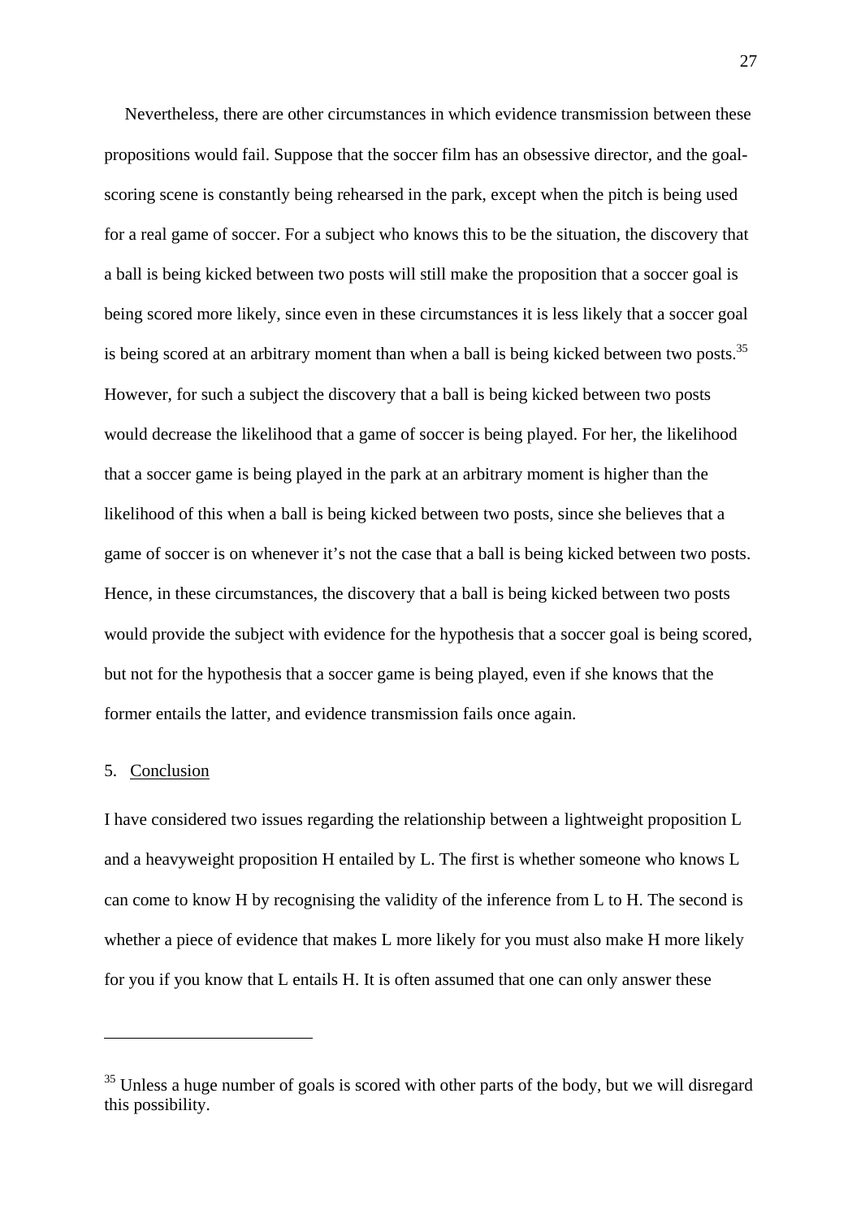Nevertheless, there are other circumstances in which evidence transmission between these propositions would fail. Suppose that the soccer film has an obsessive director, and the goal-scoring scene is constantly being rehearsed in the park, except when the pitch is being used for a real game of soccer. For a subject who knows this to be the situation, the discovery that a ball is being kicked between two posts will still make the proposition that a soccer goal is being scored more likely, since even in these circumstances it is less likely that a soccer goal is being scored at an arbitrary moment than when a ball is being kicked between two posts.[35] However, for such a subject the discovery that a ball is being kicked between two posts would decrease the likelihood that a game of soccer is being played. For her, the likelihood that a soccer game is being played in the park at an arbitrary moment is higher than the likelihood of this when a ball is being kicked between two posts, since she believes that a game of soccer is on whenever it's not the case that a ball is being kicked between two posts. Hence, in these circumstances, the discovery that a ball is being kicked between two posts would provide the subject with evidence for the hypothesis that a soccer goal is being scored, but not for the hypothesis that a soccer game is being played, even if she knows that the former entails the latter, and evidence transmission fails once again.

## 5. Conclusion

I have considered two issues regarding the relationship between a lightweight proposition L and a heavyweight proposition H entailed by L. The first is whether someone who knows L can come to know H by recognising the validity of the inference from L to H. The second is whether a piece of evidence that makes L more likely for you must also make H more likely for you if you know that L entails H. It is often assumed that one can only answer these

---

[35] Unless a huge number of goals is scored with other parts of the body, but we will disregard this possibility.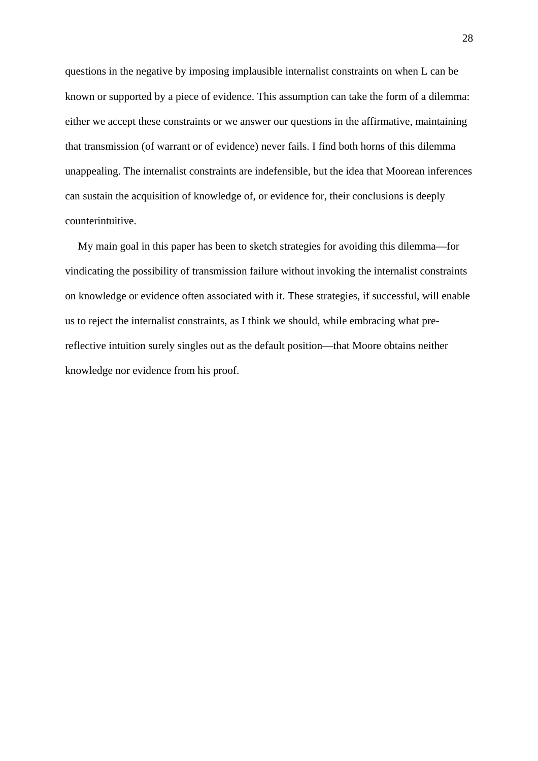questions in the negative by imposing implausible internalist constraints on when L can be known or supported by a piece of evidence. This assumption can take the form of a dilemma: either we accept these constraints or we answer our questions in the affirmative, maintaining that transmission (of warrant or of evidence) never fails. I find both horns of this dilemma unappealing. The internalist constraints are indefensible, but the idea that Moorean inferences can sustain the acquisition of knowledge of, or evidence for, their conclusions is deeply counterintuitive.

My main goal in this paper has been to sketch strategies for avoiding this dilemma—for vindicating the possibility of transmission failure without invoking the internalist constraints on knowledge or evidence often associated with it. These strategies, if successful, will enable us to reject the internalist constraints, as I think we should, while embracing what pre-reflective intuition surely singles out as the default position—that Moore obtains neither knowledge nor evidence from his proof.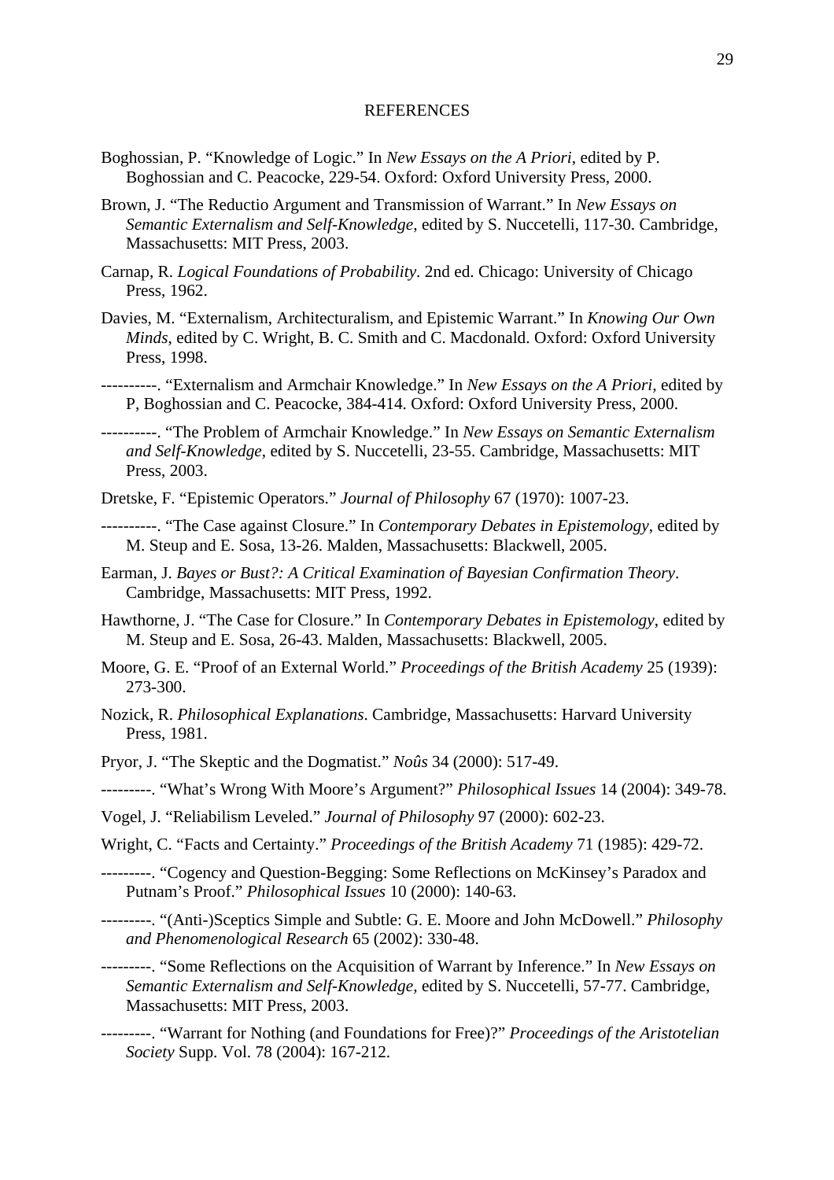## REFERENCES

Boghossian, P. "Knowledge of Logic." In *New Essays on the A Priori*, edited by P. Boghossian and C. Peacocke, 229-54. Oxford: Oxford University Press, 2000.

Brown, J. "The Reductio Argument and Transmission of Warrant." In *New Essays on Semantic Externalism and Self-Knowledge*, edited by S. Nuccetelli, 117-30. Cambridge, Massachusetts: MIT Press, 2003.

Carnap, R. *Logical Foundations of Probability*. 2nd ed. Chicago: University of Chicago Press, 1962.

Davies, M. "Externalism, Architecturalism, and Epistemic Warrant." In *Knowing Our Own Minds*, edited by C. Wright, B. C. Smith and C. Macdonald. Oxford: Oxford University Press, 1998.

----------. "Externalism and Armchair Knowledge." In *New Essays on the A Priori*, edited by P, Boghossian and C. Peacocke, 384-414. Oxford: Oxford University Press, 2000.

----------. "The Problem of Armchair Knowledge." In *New Essays on Semantic Externalism and Self-Knowledge*, edited by S. Nuccetelli, 23-55. Cambridge, Massachusetts: MIT Press, 2003.

Dretske, F. "Epistemic Operators." *Journal of Philosophy* 67 (1970): 1007-23.

----------. "The Case against Closure." In *Contemporary Debates in Epistemology*, edited by M. Steup and E. Sosa, 13-26. Malden, Massachusetts: Blackwell, 2005.

Earman, J. *Bayes or Bust?: A Critical Examination of Bayesian Confirmation Theory*. Cambridge, Massachusetts: MIT Press, 1992.

Hawthorne, J. "The Case for Closure." In *Contemporary Debates in Epistemology*, edited by M. Steup and E. Sosa, 26-43. Malden, Massachusetts: Blackwell, 2005.

Moore, G. E. "Proof of an External World." *Proceedings of the British Academy* 25 (1939): 273-300.

Nozick, R. *Philosophical Explanations*. Cambridge, Massachusetts: Harvard University Press, 1981.

Pryor, J. "The Skeptic and the Dogmatist." *Noûs* 34 (2000): 517-49.

---------. "What's Wrong With Moore's Argument?" *Philosophical Issues* 14 (2004): 349-78.

Vogel, J. "Reliabilism Leveled." *Journal of Philosophy* 97 (2000): 602-23.

Wright, C. "Facts and Certainty." *Proceedings of the British Academy* 71 (1985): 429-72.

---------. "Cogency and Question-Begging: Some Reflections on McKinsey's Paradox and Putnam's Proof." *Philosophical Issues* 10 (2000): 140-63.

---------. "(Anti-)Sceptics Simple and Subtle: G. E. Moore and John McDowell." *Philosophy and Phenomenological Research* 65 (2002): 330-48.

---------. "Some Reflections on the Acquisition of Warrant by Inference." In *New Essays on Semantic Externalism and Self-Knowledge*, edited by S. Nuccetelli, 57-77. Cambridge, Massachusetts: MIT Press, 2003.

---------. "Warrant for Nothing (and Foundations for Free)?" *Proceedings of the Aristotelian Society* Supp. Vol. 78 (2004): 167-212.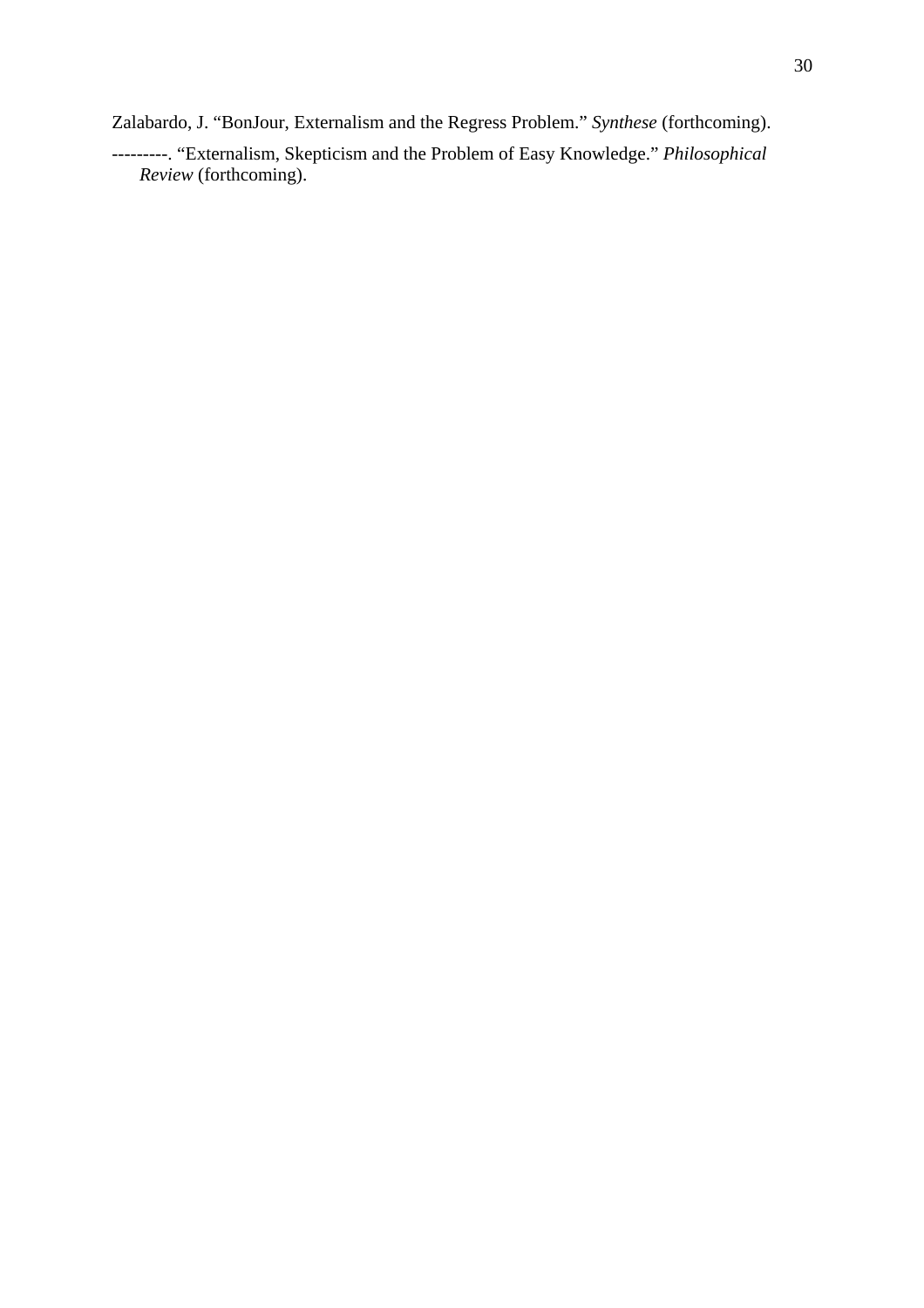Zalabardo, J. “BonJour, Externalism and the Regress Problem.” *Synthese* (forthcoming).

---------. “Externalism, Skepticism and the Problem of Easy Knowledge.” *Philosophical Review* (forthcoming).